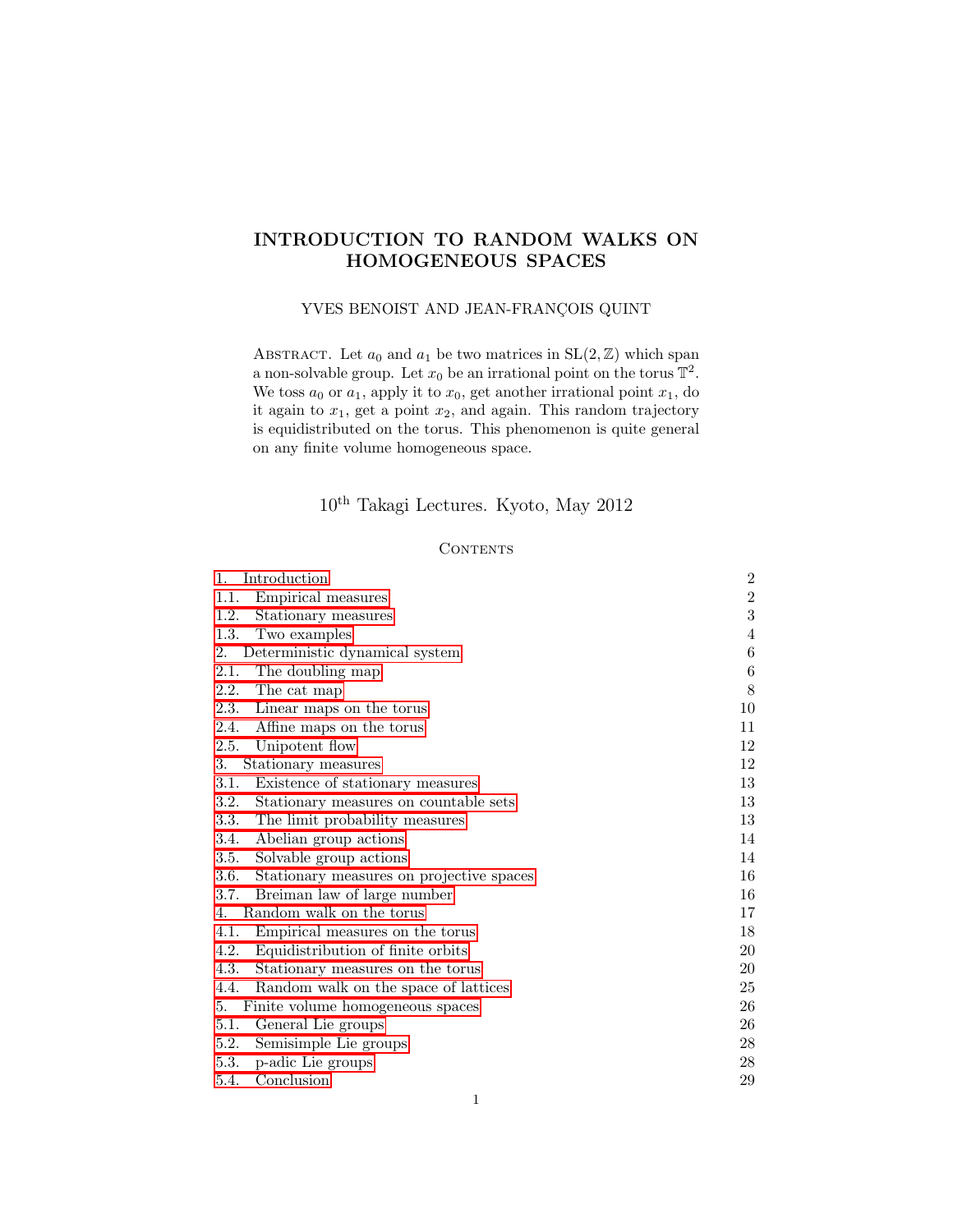# INTRODUCTION TO RANDOM WALKS ON HOMOGENEOUS SPACES

YVES BENOIST AND JEAN-FRANÇOIS QUINT

Abstract. Let $a_0$ and $a_1$ be two matrices in $\mathrm{SL}(2,\mathbb{Z})$ which span a non-solvable group. Let $x_0$ be an irrational point on the torus $\mathbb{T}^2$. We toss $a_0$ or $a_1$, apply it to $x_0$, get another irrational point $x_1$, do it again to $x_1$, get a point $x_2$, and again. This random trajectory is equidistributed on the torus. This phenomenon is quite general on any finite volume homogeneous space.

10[th] Takagi Lectures. Kyoto, May 2012

## Contents

| | |
|---|---|
| 1. Introduction | 2 |
| 1.1. Empirical measures | 2 |
| 1.2. Stationary measures | 3 |
| 1.3. Two examples | 4 |
| 2. Deterministic dynamical system | 6 |
| 2.1. The doubling map | 6 |
| 2.2. The cat map | 8 |
| 2.3. Linear maps on the torus | 10 |
| 2.4. Affine maps on the torus | 11 |
| 2.5. Unipotent flow | 12 |
| 3. Stationary measures | 12 |
| 3.1. Existence of stationary measures | 13 |
| 3.2. Stationary measures on countable sets | 13 |
| 3.3. The limit probability measures | 13 |
| 3.4. Abelian group actions | 14 |
| 3.5. Solvable group actions | 14 |
| 3.6. Stationary measures on projective spaces | 16 |
| 3.7. Breiman law of large number | 16 |
| 4. Random walk on the torus | 17 |
| 4.1. Empirical measures on the torus | 18 |
| 4.2. Equidistribution of finite orbits | 20 |
| 4.3. Stationary measures on the torus | 20 |
| 4.4. Random walk on the space of lattices | 25 |
| 5. Finite volume homogeneous spaces | 26 |
| 5.1. General Lie groups | 26 |
| 5.2. Semisimple Lie groups | 28 |
| 5.3. p-adic Lie groups | 28 |
| 5.4. Conclusion | 29 |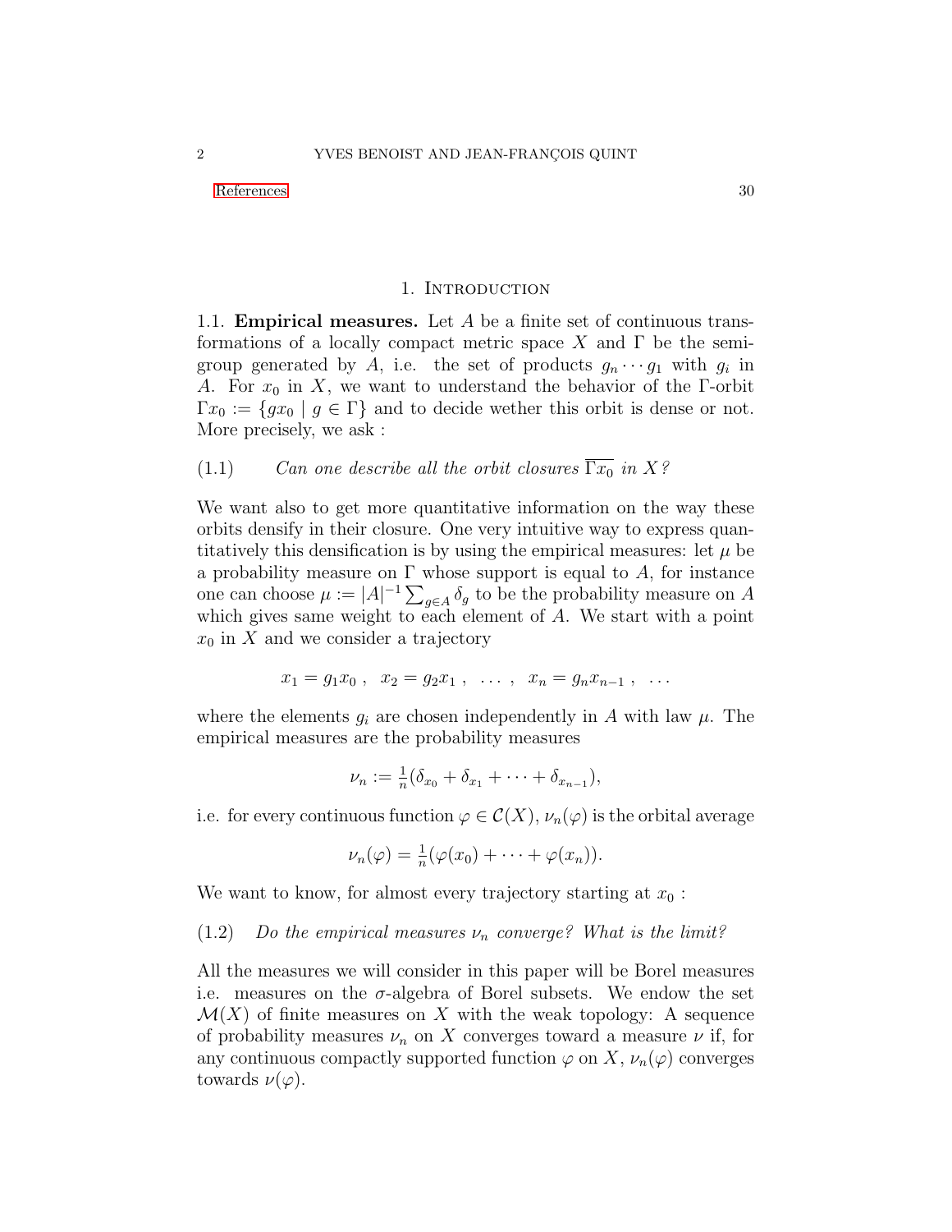References 30

# 1. Introduction

1.1. **Empirical measures.** Let $A$ be a finite set of continuous transformations of a locally compact metric space $X$ and $\Gamma$ be the semigroup generated by $A$, i.e. the set of products $g_n \cdots g_1$ with $g_i$ in $A$. For $x_0$ in $X$, we want to understand the behavior of the $\Gamma$-orbit $\Gamma x_0 := \{gx_0 \mid g \in \Gamma\}$ and to decide wether this orbit is dense or not. More precisely, we ask :

(1.1) *Can one describe all the orbit closures* $\overline{\Gamma x_0}$ *in* $X$*?*

We want also to get more quantitative information on the way these orbits densify in their closure. One very intuitive way to express quantitatively this densification is by using the empirical measures: let $\mu$ be a probability measure on $\Gamma$ whose support is equal to $A$, for instance one can choose $\mu := |A|^{-1} \sum_{g \in A} \delta_g$ to be the probability measure on $A$ which gives same weight to each element of $A$. We start with a point $x_0$ in $X$ and we consider a trajectory

$$x_1 = g_1 x_0 \;, \;\; x_2 = g_2 x_1 \;, \;\; \ldots \;, \;\; x_n = g_n x_{n-1} \;, \;\; \ldots$$

where the elements $g_i$ are chosen independently in $A$ with law $\mu$. The empirical measures are the probability measures

$$\nu_n := \tfrac{1}{n}(\delta_{x_0} + \delta_{x_1} + \cdots + \delta_{x_{n-1}}),$$

i.e. for every continuous function $\varphi \in \mathcal{C}(X)$, $\nu_n(\varphi)$ is the orbital average

$$\nu_n(\varphi) = \tfrac{1}{n}(\varphi(x_0) + \cdots + \varphi(x_n)).$$

We want to know, for almost every trajectory starting at $x_0$ :

(1.2) *Do the empirical measures* $\nu_n$ *converge? What is the limit?*

All the measures we will consider in this paper will be Borel measures i.e. measures on the $\sigma$-algebra of Borel subsets. We endow the set $\mathcal{M}(X)$ of finite measures on $X$ with the weak topology: A sequence of probability measures $\nu_n$ on $X$ converges toward a measure $\nu$ if, for any continuous compactly supported function $\varphi$ on $X$, $\nu_n(\varphi)$ converges towards $\nu(\varphi)$.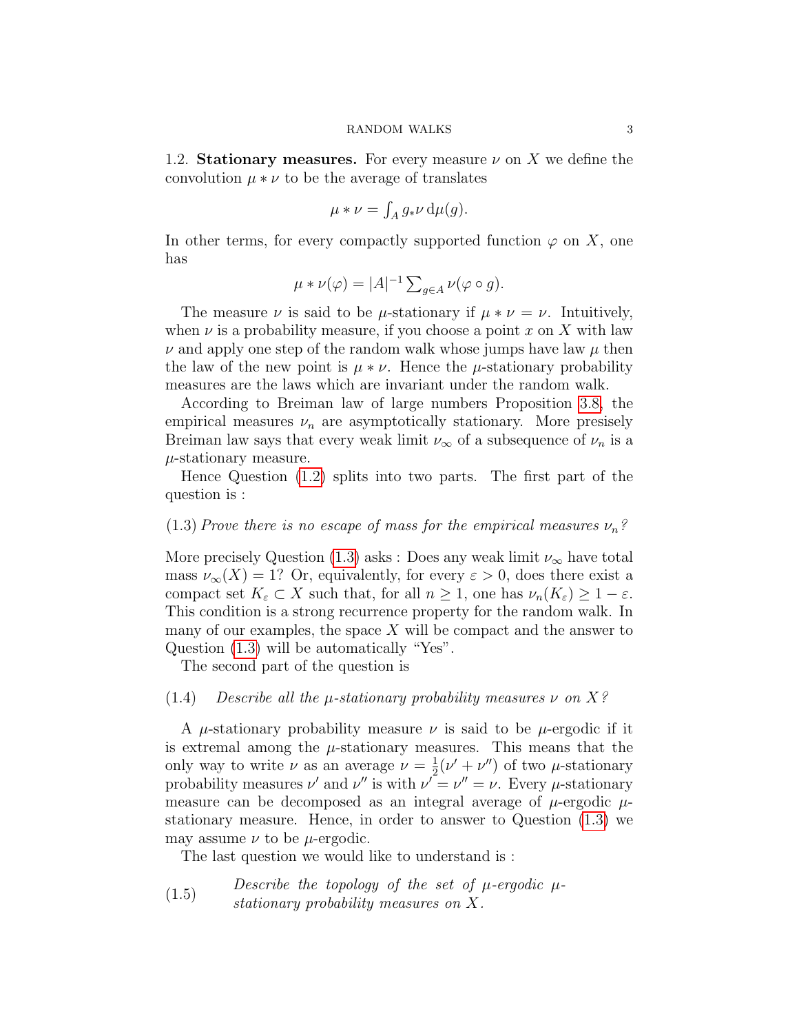## 1.2. Stationary measures.

For every measure $\nu$ on $X$ we define the convolution $\mu * \nu$ to be the average of translates

$$\mu * \nu = \int_A g_* \nu \, \mathrm{d}\mu(g).$$

In other terms, for every compactly supported function $\varphi$ on $X$, one has

$$\mu * \nu(\varphi) = |A|^{-1} \sum_{g \in A} \nu(\varphi \circ g).$$

The measure $\nu$ is said to be $\mu$-stationary if $\mu * \nu = \nu$. Intuitively, when $\nu$ is a probability measure, if you choose a point $x$ on $X$ with law $\nu$ and apply one step of the random walk whose jumps have law $\mu$ then the law of the new point is $\mu * \nu$. Hence the $\mu$-stationary probability measures are the laws which are invariant under the random walk.

According to Breiman law of large numbers Proposition 3.8, the empirical measures $\nu_n$ are asymptotically stationary. More presisely Breiman law says that every weak limit $\nu_\infty$ of a subsequence of $\nu_n$ is a $\mu$-stationary measure.

Hence Question (1.2) splits into two parts. The first part of the question is :

(1.3) *Prove there is no escape of mass for the empirical measures $\nu_n$?*

More precisely Question (1.3) asks : Does any weak limit $\nu_\infty$ have total mass $\nu_\infty(X) = 1$? Or, equivalently, for every $\varepsilon > 0$, does there exist a compact set $K_\varepsilon \subset X$ such that, for all $n \geq 1$, one has $\nu_n(K_\varepsilon) \geq 1 - \varepsilon$. This condition is a strong recurrence property for the random walk. In many of our examples, the space $X$ will be compact and the answer to Question (1.3) will be automatically "Yes".

The second part of the question is

(1.4) *Describe all the $\mu$-stationary probability measures $\nu$ on $X$?*

A $\mu$-stationary probability measure $\nu$ is said to be $\mu$-ergodic if it is extremal among the $\mu$-stationary measures. This means that the only way to write $\nu$ as an average $\nu = \frac{1}{2}(\nu' + \nu'')$ of two $\mu$-stationary probability measures $\nu'$ and $\nu''$ is with $\nu' = \nu'' = \nu$. Every $\mu$-stationary measure can be decomposed as an integral average of $\mu$-ergodic $\mu$-stationary measure. Hence, in order to answer to Question (1.3) we may assume $\nu$ to be $\mu$-ergodic.

The last question we would like to understand is :

(1.5) *Describe the topology of the set of $\mu$-ergodic $\mu$-stationary probability measures on $X$.*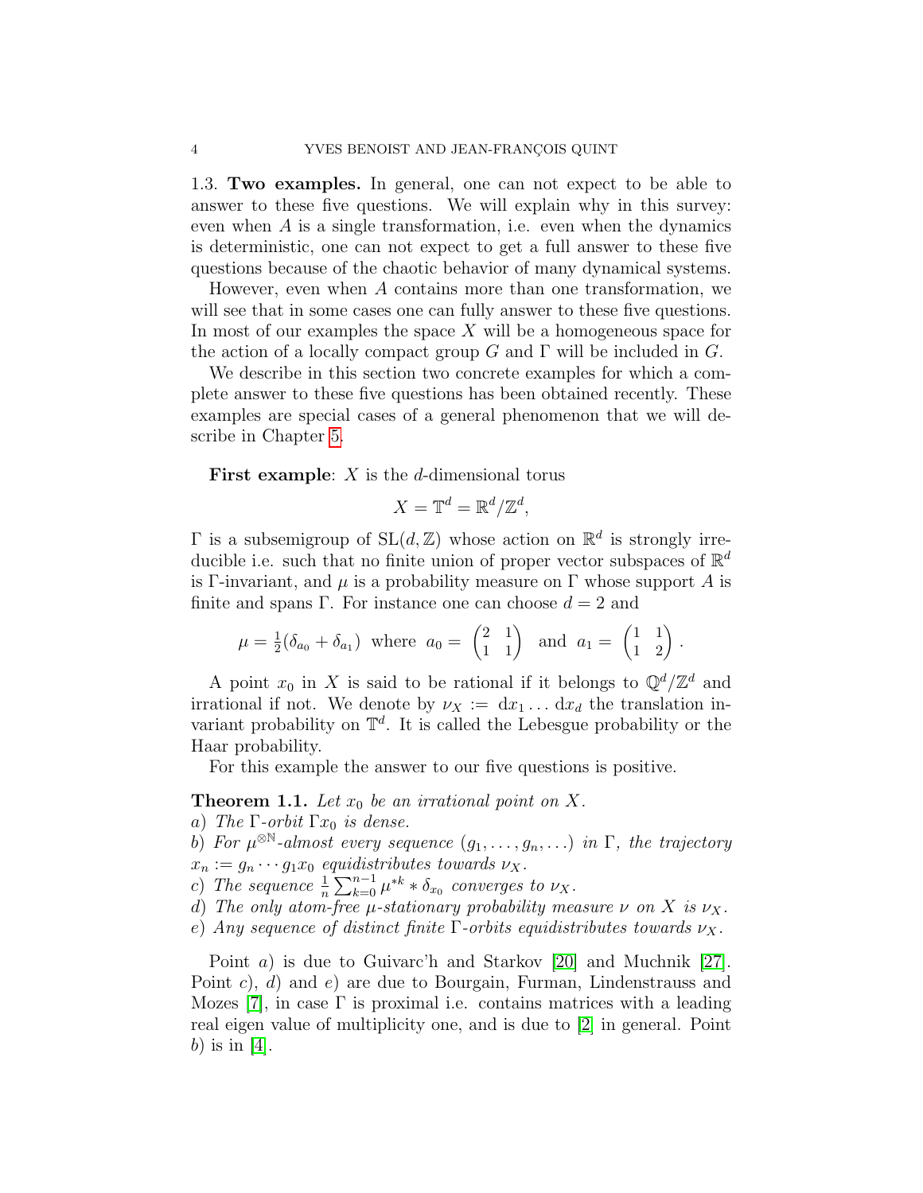### 1.3. Two examples.

In general, one can not expect to be able to answer to these five questions. We will explain why in this survey: even when $A$ is a single transformation, i.e. even when the dynamics is deterministic, one can not expect to get a full answer to these five questions because of the chaotic behavior of many dynamical systems.

However, even when $A$ contains more than one transformation, we will see that in some cases one can fully answer to these five questions. In most of our examples the space $X$ will be a homogeneous space for the action of a locally compact group $G$ and $\Gamma$ will be included in $G$.

We describe in this section two concrete examples for which a complete answer to these five questions has been obtained recently. These examples are special cases of a general phenomenon that we will describe in Chapter 5.

**First example**: $X$ is the $d$-dimensional torus

$$X = \mathbb{T}^d = \mathbb{R}^d/\mathbb{Z}^d,$$

$\Gamma$ is a subsemigroup of $\mathrm{SL}(d,\mathbb{Z})$ whose action on $\mathbb{R}^d$ is strongly irreducible i.e. such that no finite union of proper vector subspaces of $\mathbb{R}^d$ is $\Gamma$-invariant, and $\mu$ is a probability measure on $\Gamma$ whose support $A$ is finite and spans $\Gamma$. For instance one can choose $d = 2$ and

$$\mu = \tfrac{1}{2}(\delta_{a_0} + \delta_{a_1}) \text{ where } a_0 = \begin{pmatrix} 2 & 1 \\ 1 & 1 \end{pmatrix} \text{ and } a_1 = \begin{pmatrix} 1 & 1 \\ 1 & 2 \end{pmatrix}.$$

A point $x_0$ in $X$ is said to be rational if it belongs to $\mathbb{Q}^d/\mathbb{Z}^d$ and irrational if not. We denote by $\nu_X := \mathrm{d}x_1 \dots \mathrm{d}x_d$ the translation invariant probability on $\mathbb{T}^d$. It is called the Lebesgue probability or the Haar probability.

For this example the answer to our five questions is positive.

**Theorem 1.1.** *Let $x_0$ be an irrational point on $X$.*
*a) The $\Gamma$-orbit $\Gamma x_0$ is dense.*
*b) For $\mu^{\otimes\mathbb{N}}$-almost every sequence $(g_1, \dots, g_n, \dots)$ in $\Gamma$, the trajectory $x_n := g_n \cdots g_1 x_0$ equidistributes towards $\nu_X$.*
*c) The sequence $\frac{1}{n}\sum_{k=0}^{n-1} \mu^{*k} * \delta_{x_0}$ converges to $\nu_X$.*
*d) The only atom-free $\mu$-stationary probability measure $\nu$ on $X$ is $\nu_X$.*
*e) Any sequence of distinct finite $\Gamma$-orbits equidistributes towards $\nu_X$.*

Point $a)$ is due to Guivarc'h and Starkov [20] and Muchnik [27]. Point $c)$, $d)$ and $e)$ are due to Bourgain, Furman, Lindenstrauss and Mozes [7], in case $\Gamma$ is proximal i.e. contains matrices with a leading real eigen value of multiplicity one, and is due to [2] in general. Point $b)$ is in [4].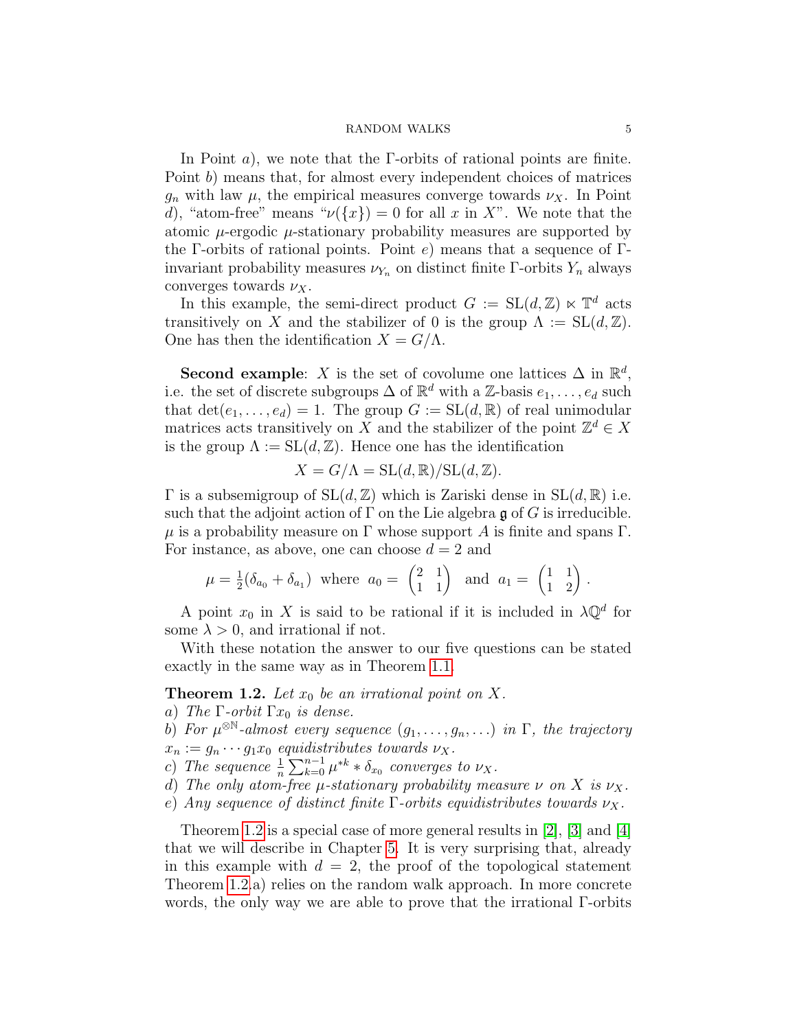In Point $a$), we note that the $\Gamma$-orbits of rational points are finite. Point $b$) means that, for almost every independent choices of matrices $g_n$ with law $\mu$, the empirical measures converge towards $\nu_X$. In Point $d$), "atom-free" means "$\nu(\{x\}) = 0$ for all $x$ in $X$". We note that the atomic $\mu$-ergodic $\mu$-stationary probability measures are supported by the $\Gamma$-orbits of rational points. Point $e$) means that a sequence of $\Gamma$-invariant probability measures $\nu_{Y_n}$ on distinct finite $\Gamma$-orbits $Y_n$ always converges towards $\nu_X$.

In this example, the semi-direct product $G := \mathrm{SL}(d, \mathbb{Z}) \ltimes \mathbb{T}^d$ acts transitively on $X$ and the stabilizer of 0 is the group $\Lambda := \mathrm{SL}(d, \mathbb{Z})$. One has then the identification $X = G/\Lambda$.

**Second example**: $X$ is the set of covolume one lattices $\Delta$ in $\mathbb{R}^d$, i.e. the set of discrete subgroups $\Delta$ of $\mathbb{R}^d$ with a $\mathbb{Z}$-basis $e_1, \ldots, e_d$ such that $\det(e_1, \ldots, e_d) = 1$. The group $G := \mathrm{SL}(d, \mathbb{R})$ of real unimodular matrices acts transitively on $X$ and the stabilizer of the point $\mathbb{Z}^d \in X$ is the group $\Lambda := \mathrm{SL}(d, \mathbb{Z})$. Hence one has the identification

$$X = G/\Lambda = \mathrm{SL}(d, \mathbb{R})/\mathrm{SL}(d, \mathbb{Z}).$$

$\Gamma$ is a subsemigroup of $\mathrm{SL}(d, \mathbb{Z})$ which is Zariski dense in $\mathrm{SL}(d, \mathbb{R})$ i.e. such that the adjoint action of $\Gamma$ on the Lie algebra $\mathfrak{g}$ of $G$ is irreducible. $\mu$ is a probability measure on $\Gamma$ whose support $A$ is finite and spans $\Gamma$. For instance, as above, one can choose $d = 2$ and

$$\mu = \tfrac{1}{2}(\delta_{a_0} + \delta_{a_1}) \text{ where } a_0 = \begin{pmatrix} 2 & 1 \\ 1 & 1 \end{pmatrix} \text{ and } a_1 = \begin{pmatrix} 1 & 1 \\ 1 & 2 \end{pmatrix}.$$

A point $x_0$ in $X$ is said to be rational if it is included in $\lambda\mathbb{Q}^d$ for some $\lambda > 0$, and irrational if not.

With these notation the answer to our five questions can be stated exactly in the same way as in Theorem 1.1.

**Theorem 1.2.** *Let $x_0$ be an irrational point on $X$.*
*a) The $\Gamma$-orbit $\Gamma x_0$ is dense.*
*b) For $\mu^{\otimes \mathbb{N}}$-almost every sequence $(g_1, \ldots, g_n, \ldots)$ in $\Gamma$, the trajectory $x_n := g_n \cdots g_1 x_0$ equidistributes towards $\nu_X$.*
*c) The sequence $\frac{1}{n}\sum_{k=0}^{n-1} \mu^{*k} * \delta_{x_0}$ converges to $\nu_X$.*
*d) The only atom-free $\mu$-stationary probability measure $\nu$ on $X$ is $\nu_X$.*
*e) Any sequence of distinct finite $\Gamma$-orbits equidistributes towards $\nu_X$.*

Theorem 1.2 is a special case of more general results in [2], [3] and [4] that we will describe in Chapter 5. It is very surprising that, already in this example with $d = 2$, the proof of the topological statement Theorem 1.2.a) relies on the random walk approach. In more concrete words, the only way we are able to prove that the irrational $\Gamma$-orbits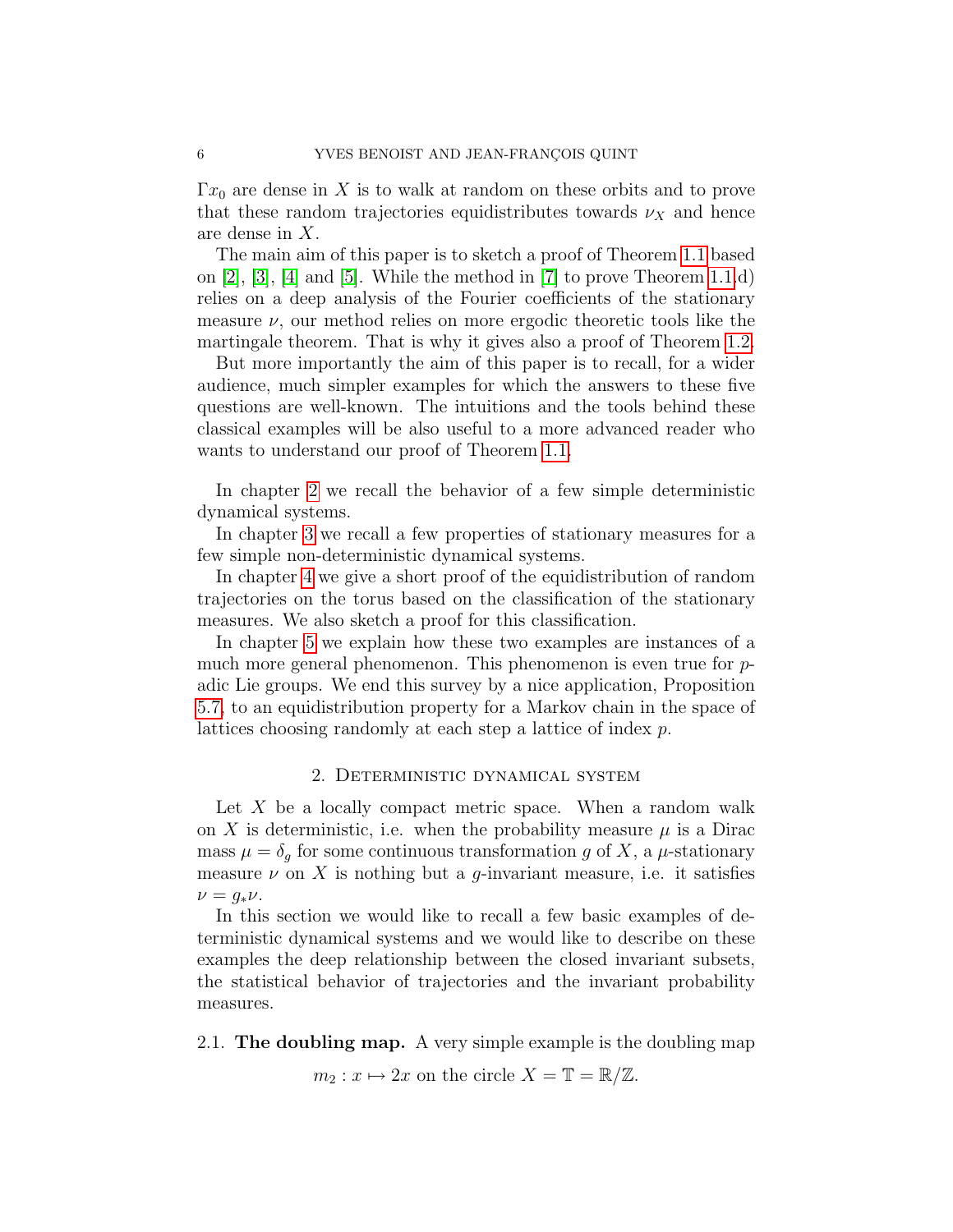$\Gamma x_0$ are dense in $X$ is to walk at random on these orbits and to prove that these random trajectories equidistributes towards $\nu_X$ and hence are dense in $X$.

The main aim of this paper is to sketch a proof of Theorem 1.1 based on [2], [3], [4] and [5]. While the method in [7] to prove Theorem 1.1.d) relies on a deep analysis of the Fourier coefficients of the stationary measure $\nu$, our method relies on more ergodic theoretic tools like the martingale theorem. That is why it gives also a proof of Theorem 1.2.

But more importantly the aim of this paper is to recall, for a wider audience, much simpler examples for which the answers to these five questions are well-known. The intuitions and the tools behind these classical examples will be also useful to a more advanced reader who wants to understand our proof of Theorem 1.1.

In chapter 2 we recall the behavior of a few simple deterministic dynamical systems.

In chapter 3 we recall a few properties of stationary measures for a few simple non-deterministic dynamical systems.

In chapter 4 we give a short proof of the equidistribution of random trajectories on the torus based on the classification of the stationary measures. We also sketch a proof for this classification.

In chapter 5 we explain how these two examples are instances of a much more general phenomenon. This phenomenon is even true for $p$-adic Lie groups. We end this survey by a nice application, Proposition 5.7, to an equidistribution property for a Markov chain in the space of lattices choosing randomly at each step a lattice of index $p$.

## 2. Deterministic dynamical system

Let $X$ be a locally compact metric space. When a random walk on $X$ is deterministic, i.e. when the probability measure $\mu$ is a Dirac mass $\mu = \delta_g$ for some continuous transformation $g$ of $X$, a $\mu$-stationary measure $\nu$ on $X$ is nothing but a $g$-invariant measure, i.e. it satisfies $\nu = g_*\nu$.

In this section we would like to recall a few basic examples of deterministic dynamical systems and we would like to describe on these examples the deep relationship between the closed invariant subsets, the statistical behavior of trajectories and the invariant probability measures.

### 2.1. The doubling map.

A very simple example is the doubling map

$$m_2 : x \mapsto 2x \text{ on the circle } X = \mathbb{T} = \mathbb{R}/\mathbb{Z}.$$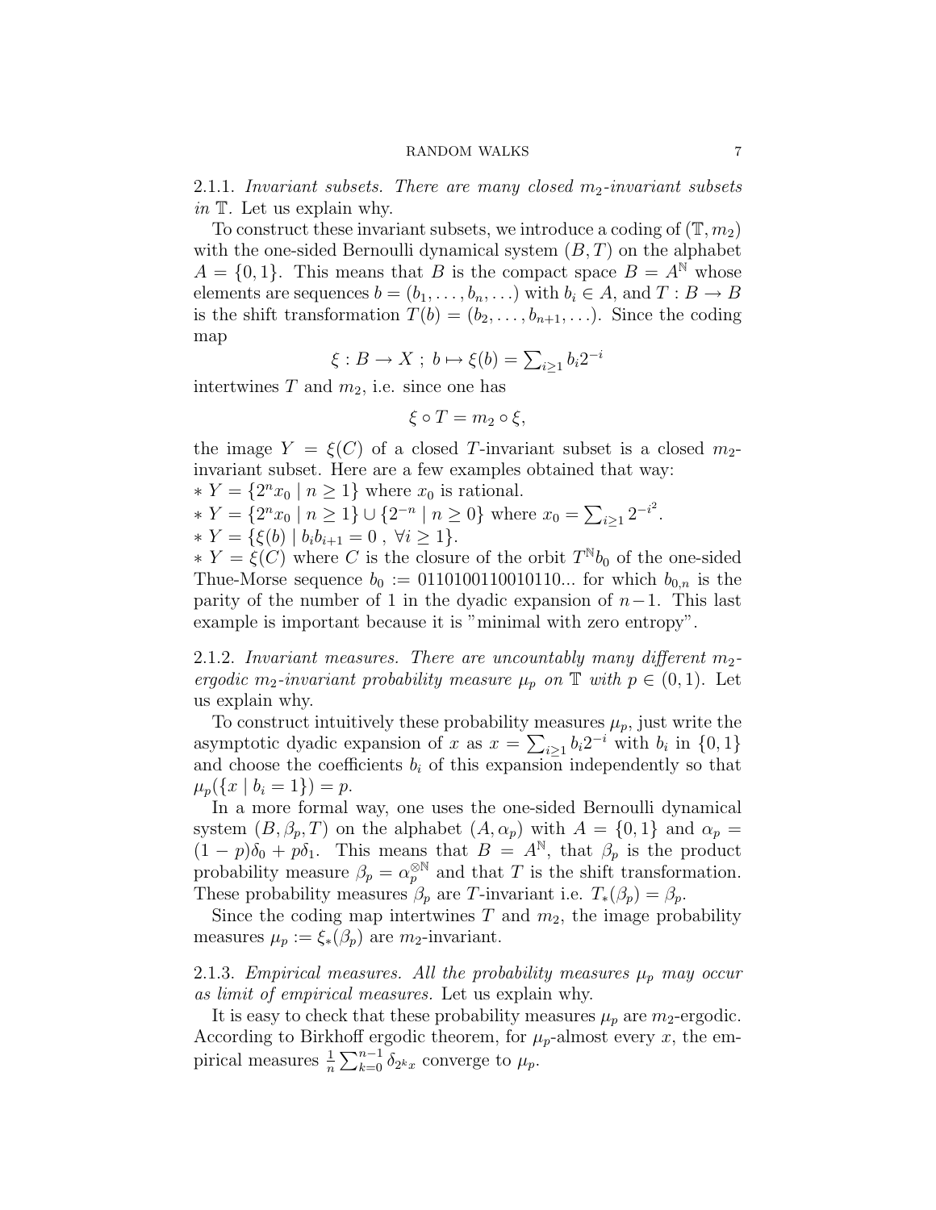2.1.1. *Invariant subsets. There are many closed $m_2$-invariant subsets in $\mathbb{T}$.* Let us explain why.

To construct these invariant subsets, we introduce a coding of $(\mathbb{T}, m_2)$ with the one-sided Bernoulli dynamical system $(B, T)$ on the alphabet $A = \{0, 1\}$. This means that $B$ is the compact space $B = A^{\mathbb{N}}$ whose elements are sequences $b = (b_1, \ldots, b_n, \ldots)$ with $b_i \in A$, and $T : B \to B$ is the shift transformation $T(b) = (b_2, \ldots, b_{n+1}, \ldots)$. Since the coding map

$$\xi : B \to X \; ; \; b \mapsto \xi(b) = \textstyle\sum_{i\geq 1} b_i 2^{-i}$$

intertwines $T$ and $m_2$, i.e. since one has

$$\xi \circ T = m_2 \circ \xi,$$

the image $Y = \xi(C)$ of a closed $T$-invariant subset is a closed $m_2$-invariant subset. Here are a few examples obtained that way:

* $Y = \{2^n x_0 \mid n \geq 1\}$ where $x_0$ is rational.
* $Y = \{2^n x_0 \mid n \geq 1\} \cup \{2^{-n} \mid n \geq 0\}$ where $x_0 = \sum_{i\geq 1} 2^{-i^2}$.
* $Y = \{\xi(b) \mid b_i b_{i+1} = 0 \; , \; \forall i \geq 1\}$.
* $Y = \xi(C)$ where $C$ is the closure of the orbit $T^{\mathbb{N}} b_0$ of the one-sided Thue-Morse sequence $b_0 := 0110100110010110...$ for which $b_{0,n}$ is the parity of the number of 1 in the dyadic expansion of $n-1$. This last example is important because it is "minimal with zero entropy".

2.1.2. *Invariant measures. There are uncountably many different $m_2$-ergodic $m_2$-invariant probability measure $\mu_p$ on $\mathbb{T}$ with $p \in (0, 1)$.* Let us explain why.

To construct intuitively these probability measures $\mu_p$, just write the asymptotic dyadic expansion of $x$ as $x = \sum_{i\geq 1} b_i 2^{-i}$ with $b_i$ in $\{0, 1\}$ and choose the coefficients $b_i$ of this expansion independently so that $\mu_p(\{x \mid b_i = 1\}) = p$.

In a more formal way, one uses the one-sided Bernoulli dynamical system $(B, \beta_p, T)$ on the alphabet $(A, \alpha_p)$ with $A = \{0, 1\}$ and $\alpha_p = (1-p)\delta_0 + p\delta_1$. This means that $B = A^{\mathbb{N}}$, that $\beta_p$ is the product probability measure $\beta_p = \alpha_p^{\otimes \mathbb{N}}$ and that $T$ is the shift transformation. These probability measures $\beta_p$ are $T$-invariant i.e. $T_*(\beta_p) = \beta_p$.

Since the coding map intertwines $T$ and $m_2$, the image probability measures $\mu_p := \xi_*(\beta_p)$ are $m_2$-invariant.

2.1.3. *Empirical measures. All the probability measures $\mu_p$ may occur as limit of empirical measures.* Let us explain why.

It is easy to check that these probability measures $\mu_p$ are $m_2$-ergodic. According to Birkhoff ergodic theorem, for $\mu_p$-almost every $x$, the empirical measures $\frac{1}{n}\sum_{k=0}^{n-1} \delta_{2^k x}$ converge to $\mu_p$.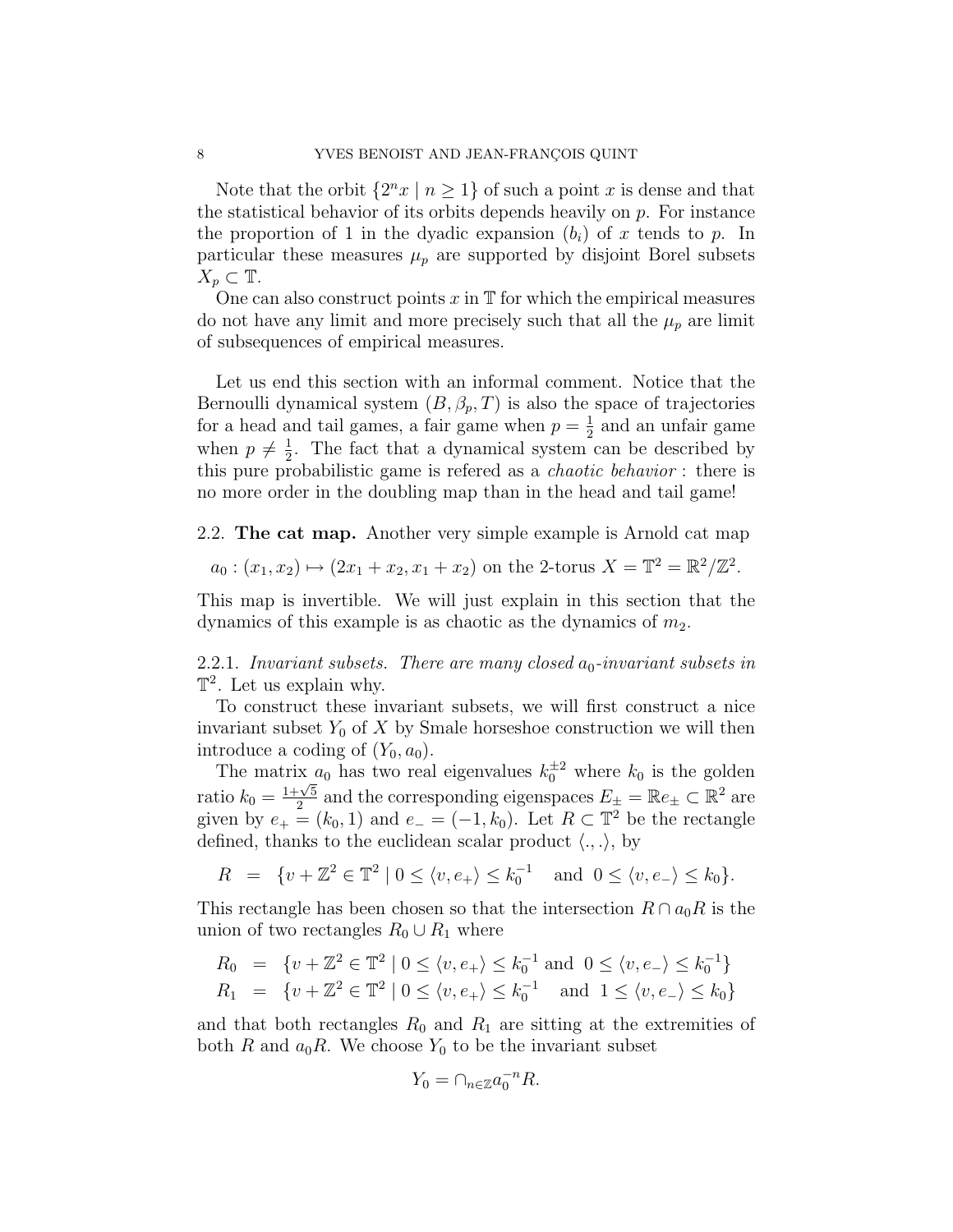Note that the orbit $\{2^n x \mid n \geq 1\}$ of such a point $x$ is dense and that the statistical behavior of its orbits depends heavily on $p$. For instance the proportion of 1 in the dyadic expansion $(b_i)$ of $x$ tends to $p$. In particular these measures $\mu_p$ are supported by disjoint Borel subsets $X_p \subset \mathbb{T}$.

One can also construct points $x$ in $\mathbb{T}$ for which the empirical measures do not have any limit and more precisely such that all the $\mu_p$ are limit of subsequences of empirical measures.

Let us end this section with an informal comment. Notice that the Bernoulli dynamical system $(B, \beta_p, T)$ is also the space of trajectories for a head and tail games, a fair game when $p = \frac{1}{2}$ and an unfair game when $p \neq \frac{1}{2}$. The fact that a dynamical system can be described by this pure probabilistic game is refered as a *chaotic behavior* : there is no more order in the doubling map than in the head and tail game!

2.2. **The cat map.** Another very simple example is Arnold cat map

$$a_0 : (x_1, x_2) \mapsto (2x_1 + x_2, x_1 + x_2) \text{ on the 2-torus } X = \mathbb{T}^2 = \mathbb{R}^2/\mathbb{Z}^2.$$

This map is invertible. We will just explain in this section that the dynamics of this example is as chaotic as the dynamics of $m_2$.

2.2.1. *Invariant subsets. There are many closed $a_0$-invariant subsets in $\mathbb{T}^2$.* Let us explain why.

To construct these invariant subsets, we will first construct a nice invariant subset $Y_0$ of $X$ by Smale horseshoe construction we will then introduce a coding of $(Y_0, a_0)$.

The matrix $a_0$ has two real eigenvalues $k_0^{\pm 2}$ where $k_0$ is the golden ratio $k_0 = \frac{1+\sqrt{5}}{2}$ and the corresponding eigenspaces $E_\pm = \mathbb{R}e_\pm \subset \mathbb{R}^2$ are given by $e_+ = (k_0, 1)$ and $e_- = (-1, k_0)$. Let $R \subset \mathbb{T}^2$ be the rectangle defined, thanks to the euclidean scalar product $\langle ., . \rangle$, by

$$R \;=\; \{v + \mathbb{Z}^2 \in \mathbb{T}^2 \mid 0 \leq \langle v, e_+ \rangle \leq k_0^{-1} \quad \text{and} \;\; 0 \leq \langle v, e_- \rangle \leq k_0\}.$$

This rectangle has been chosen so that the intersection $R \cap a_0 R$ is the union of two rectangles $R_0 \cup R_1$ where

$$\begin{aligned} R_0 &= \{v + \mathbb{Z}^2 \in \mathbb{T}^2 \mid 0 \leq \langle v, e_+ \rangle \leq k_0^{-1} \text{ and } \; 0 \leq \langle v, e_- \rangle \leq k_0^{-1}\} \\ R_1 &= \{v + \mathbb{Z}^2 \in \mathbb{T}^2 \mid 0 \leq \langle v, e_+ \rangle \leq k_0^{-1} \quad \text{and} \;\; 1 \leq \langle v, e_- \rangle \leq k_0\} \end{aligned}$$

and that both rectangles $R_0$ and $R_1$ are sitting at the extremities of both $R$ and $a_0 R$. We choose $Y_0$ to be the invariant subset

$$Y_0 = \cap_{n \in \mathbb{Z}} a_0^{-n} R.$$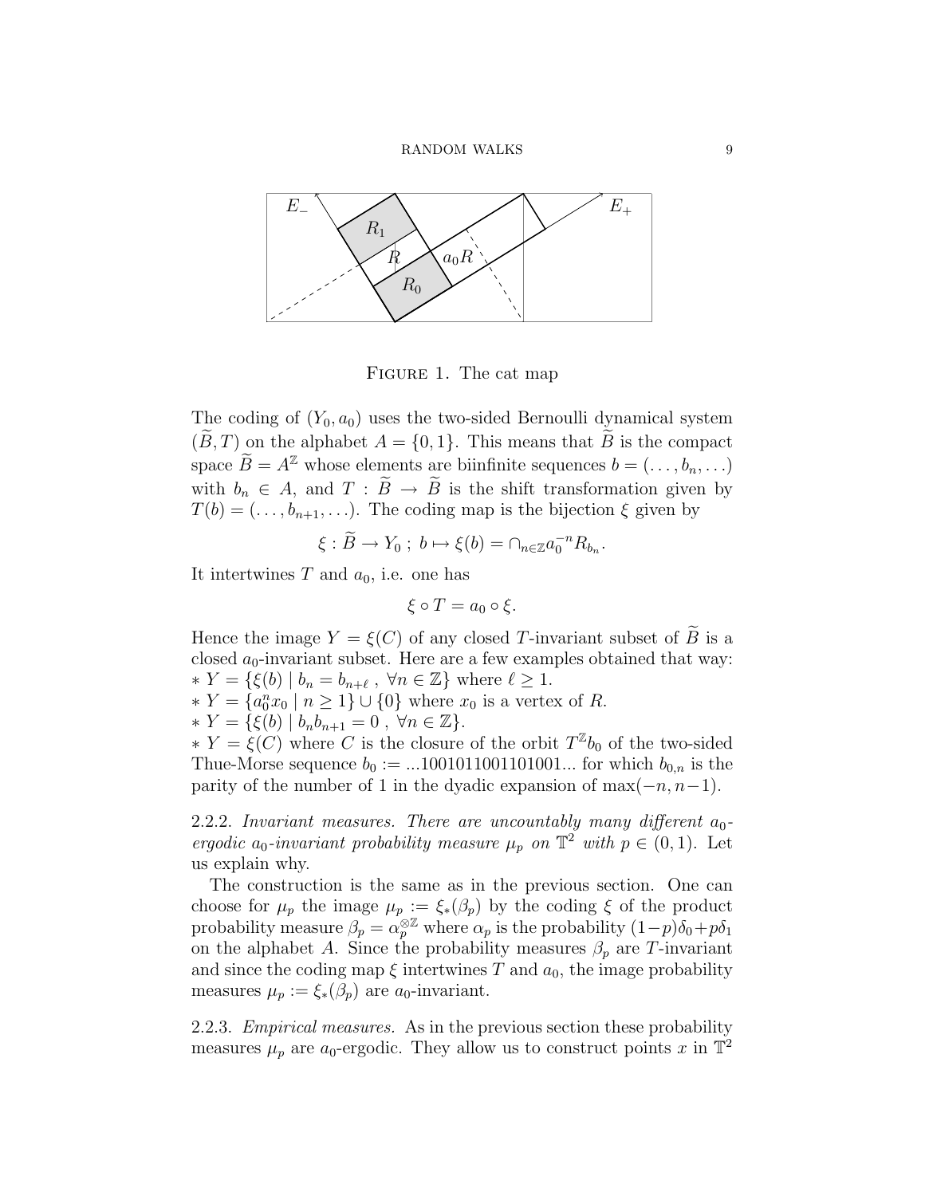FIGURE 1. The cat map

The coding of $(Y_0, a_0)$ uses the two-sided Bernoulli dynamical system $(\widetilde{B}, T)$ on the alphabet $A = \{0, 1\}$. This means that $\widetilde{B}$ is the compact space $\widetilde{B} = A^{\mathbb{Z}}$ whose elements are biinfinite sequences $b = (\ldots, b_n, \ldots)$ with $b_n \in A$, and $T : \widetilde{B} \to \widetilde{B}$ is the shift transformation given by $T(b) = (\ldots, b_{n+1}, \ldots)$. The coding map is the bijection $\xi$ given by

$$\xi : \widetilde{B} \to Y_0 \; ; \; b \mapsto \xi(b) = \cap_{n \in \mathbb{Z}} a_0^{-n} R_{b_n}.$$

It intertwines $T$ and $a_0$, i.e. one has

$$\xi \circ T = a_0 \circ \xi.$$

Hence the image $Y = \xi(C)$ of any closed $T$-invariant subset of $\widetilde{B}$ is a closed $a_0$-invariant subset. Here are a few examples obtained that way:

* $Y = \{\xi(b) \mid b_n = b_{n+\ell} \; , \; \forall n \in \mathbb{Z}\}$ where $\ell \geq 1$.
* $Y = \{a_0^n x_0 \mid n \geq 1\} \cup \{0\}$ where $x_0$ is a vertex of $R$.
* $Y = \{\xi(b) \mid b_n b_{n+1} = 0 \; , \; \forall n \in \mathbb{Z}\}$.
* $Y = \xi(C)$ where $C$ is the closure of the orbit $T^{\mathbb{Z}} b_0$ of the two-sided Thue-Morse sequence $b_0 := ...1001011001101001...$ for which $b_{0,n}$ is the parity of the number of 1 in the dyadic expansion of $\max(-n, n-1)$.

2.2.2. *Invariant measures. There are uncountably many different $a_0$-ergodic $a_0$-invariant probability measure $\mu_p$ on $\mathbb{T}^2$ with $p \in (0, 1)$.* Let us explain why.

The construction is the same as in the previous section. One can choose for $\mu_p$ the image $\mu_p := \xi_*(\beta_p)$ by the coding $\xi$ of the product probability measure $\beta_p = \alpha_p^{\otimes \mathbb{Z}}$ where $\alpha_p$ is the probability $(1-p)\delta_0 + p\delta_1$ on the alphabet $A$. Since the probability measures $\beta_p$ are $T$-invariant and since the coding map $\xi$ intertwines $T$ and $a_0$, the image probability measures $\mu_p := \xi_*(\beta_p)$ are $a_0$-invariant.

2.2.3. *Empirical measures.* As in the previous section these probability measures $\mu_p$ are $a_0$-ergodic. They allow us to construct points $x$ in $\mathbb{T}^2$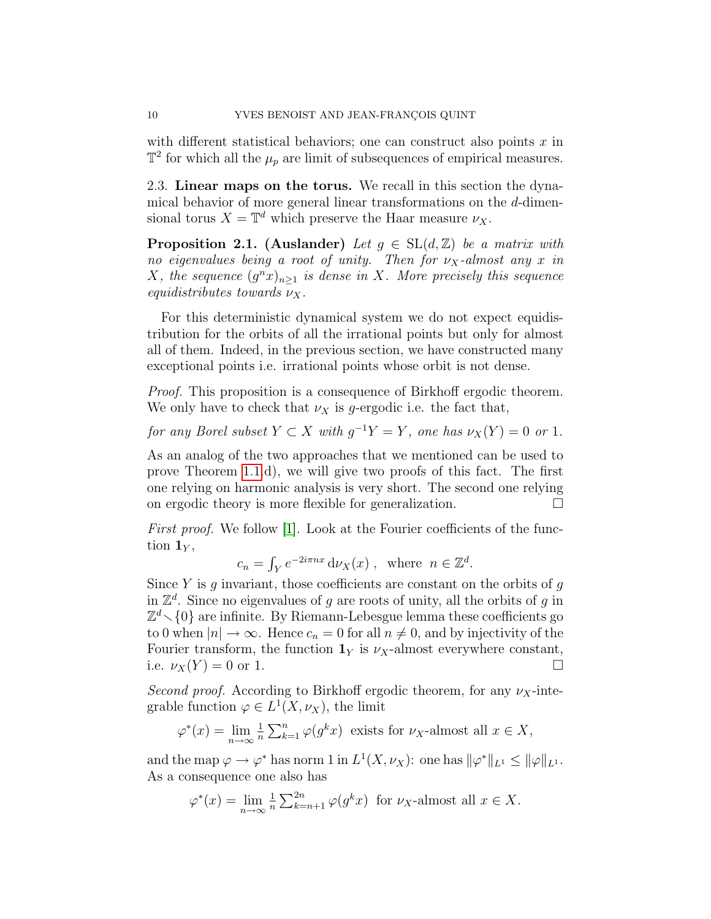with different statistical behaviors; one can construct also points $x$ in $\mathbb{T}^2$ for which all the $\mu_p$ are limit of subsequences of empirical measures.

### 2.3. Linear maps on the torus.

We recall in this section the dynamical behavior of more general linear transformations on the $d$-dimensional torus $X = \mathbb{T}^d$ which preserve the Haar measure $\nu_X$.

**Proposition 2.1. (Auslander)** *Let $g \in \mathrm{SL}(d, \mathbb{Z})$ be a matrix with no eigenvalues being a root of unity. Then for $\nu_X$-almost any $x$ in $X$, the sequence $(g^n x)_{n \geq 1}$ is dense in $X$. More precisely this sequence equidistributes towards $\nu_X$.*

For this deterministic dynamical system we do not expect equidistribution for the orbits of all the irrational points but only for almost all of them. Indeed, in the previous section, we have constructed many exceptional points i.e. irrational points whose orbit is not dense.

*Proof.* This proposition is a consequence of Birkhoff ergodic theorem. We only have to check that $\nu_X$ is $g$-ergodic i.e. the fact that,

*for any Borel subset $Y \subset X$ with $g^{-1}Y = Y$, one has $\nu_X(Y) = 0$ or 1.*

As an analog of the two approaches that we mentioned can be used to prove Theorem 1.1.d), we will give two proofs of this fact. The first one relying on harmonic analysis is very short. The second one relying on ergodic theory is more flexible for generalization. $\square$

*First proof.* We follow [1]. Look at the Fourier coefficients of the function $\mathbf{1}_Y$,

$$c_n = \int_Y e^{-2i\pi n x} \, \mathrm{d}\nu_X(x) \ , \ \text{ where } \ n \in \mathbb{Z}^d.$$

Since $Y$ is $g$ invariant, those coefficients are constant on the orbits of $g$ in $\mathbb{Z}^d$. Since no eigenvalues of $g$ are roots of unity, all the orbits of $g$ in $\mathbb{Z}^d \smallsetminus \{0\}$ are infinite. By Riemann-Lebesgue lemma these coefficients go to 0 when $|n| \to \infty$. Hence $c_n = 0$ for all $n \neq 0$, and by injectivity of the Fourier transform, the function $\mathbf{1}_Y$ is $\nu_X$-almost everywhere constant, i.e. $\nu_X(Y) = 0$ or 1. $\square$

*Second proof.* According to Birkhoff ergodic theorem, for any $\nu_X$-integrable function $\varphi \in L^1(X, \nu_X)$, the limit

$$\varphi^*(x) = \lim_{n \to \infty} \tfrac{1}{n} \textstyle\sum_{k=1}^{n} \varphi(g^k x) \ \text{ exists for } \nu_X\text{-almost all } x \in X,$$

and the map $\varphi \to \varphi^*$ has norm 1 in $L^1(X, \nu_X)$: one has $\|\varphi^*\|_{L^1} \leq \|\varphi\|_{L^1}$. As a consequence one also has

$$\varphi^*(x) = \lim_{n \to \infty} \tfrac{1}{n} \textstyle\sum_{k=n+1}^{2n} \varphi(g^k x) \ \text{ for } \nu_X\text{-almost all } x \in X.$$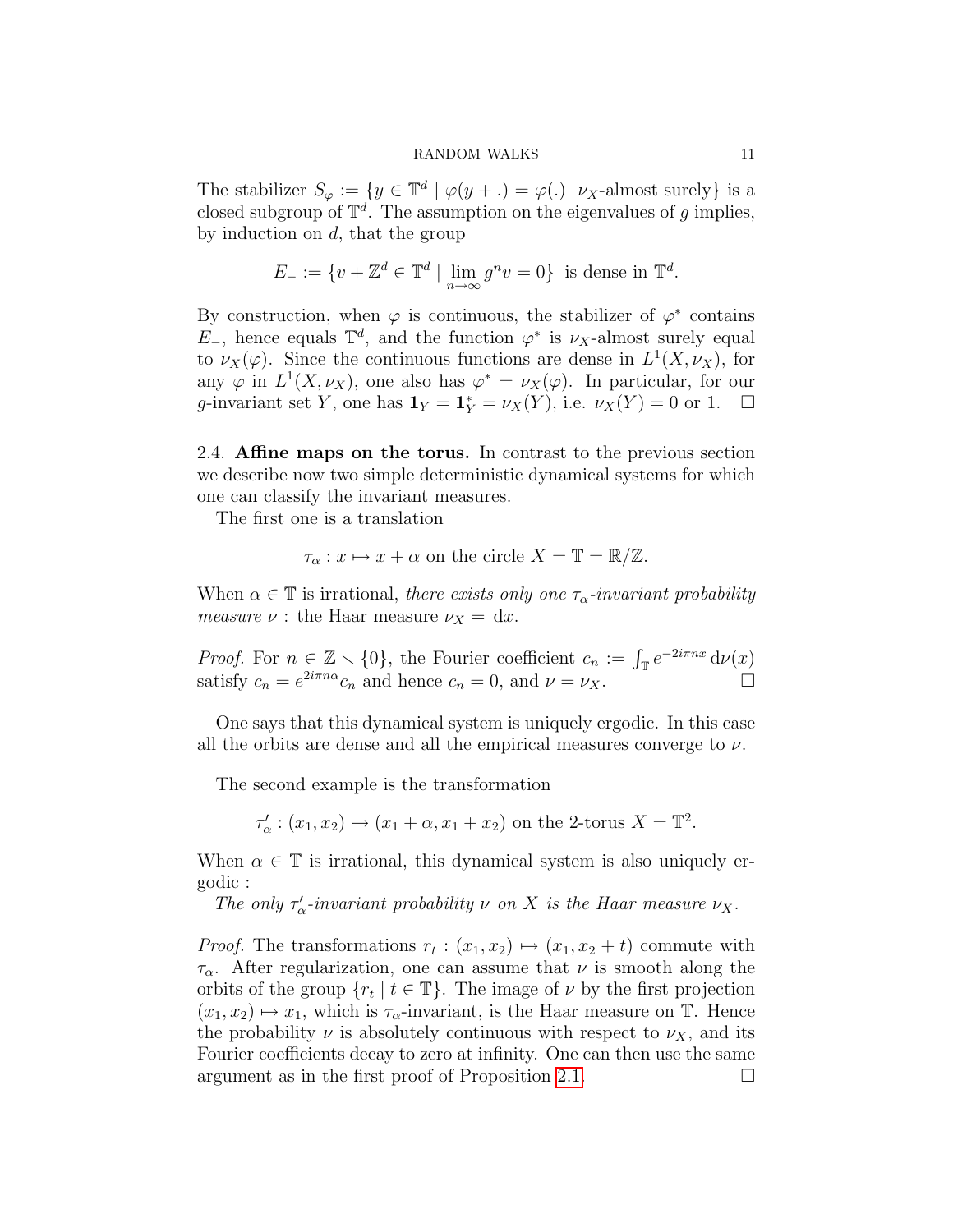The stabilizer $S_\varphi := \{y \in \mathbb{T}^d \mid \varphi(y + .) = \varphi(.) \ \ \nu_X\text{-almost surely}\}$ is a closed subgroup of $\mathbb{T}^d$. The assumption on the eigenvalues of $g$ implies, by induction on $d$, that the group

$$E_- := \{v + \mathbb{Z}^d \in \mathbb{T}^d \mid \lim_{n\to\infty} g^n v = 0\} \text{ is dense in } \mathbb{T}^d.$$

By construction, when $\varphi$ is continuous, the stabilizer of $\varphi^*$ contains $E_-$, hence equals $\mathbb{T}^d$, and the function $\varphi^*$ is $\nu_X$-almost surely equal to $\nu_X(\varphi)$. Since the continuous functions are dense in $L^1(X, \nu_X)$, for any $\varphi$ in $L^1(X, \nu_X)$, one also has $\varphi^* = \nu_X(\varphi)$. In particular, for our $g$-invariant set $Y$, one has $\mathbf{1}_Y = \mathbf{1}_Y^* = \nu_X(Y)$, i.e. $\nu_X(Y) = 0$ or $1$. $\square$

2.4. **Affine maps on the torus.** In contrast to the previous section we describe now two simple deterministic dynamical systems for which one can classify the invariant measures.

The first one is a translation

$$\tau_\alpha : x \mapsto x + \alpha \text{ on the circle } X = \mathbb{T} = \mathbb{R}/\mathbb{Z}.$$

When $\alpha \in \mathbb{T}$ is irrational, *there exists only one $\tau_\alpha$-invariant probability measure $\nu$* : the Haar measure $\nu_X = \mathrm{d}x$.

*Proof.* For $n \in \mathbb{Z} \smallsetminus \{0\}$, the Fourier coefficient $c_n := \int_{\mathbb{T}} e^{-2i\pi n x}\, \mathrm{d}\nu(x)$ satisfy $c_n = e^{2i\pi n\alpha} c_n$ and hence $c_n = 0$, and $\nu = \nu_X$. $\square$

One says that this dynamical system is uniquely ergodic. In this case all the orbits are dense and all the empirical measures converge to $\nu$.

The second example is the transformation

$$\tau'_\alpha : (x_1, x_2) \mapsto (x_1 + \alpha, x_1 + x_2) \text{ on the 2-torus } X = \mathbb{T}^2.$$

When $\alpha \in \mathbb{T}$ is irrational, this dynamical system is also uniquely ergodic :

*The only $\tau'_\alpha$-invariant probability $\nu$ on $X$ is the Haar measure $\nu_X$.*

*Proof.* The transformations $r_t : (x_1, x_2) \mapsto (x_1, x_2 + t)$ commute with $\tau_\alpha$. After regularization, one can assume that $\nu$ is smooth along the orbits of the group $\{r_t \mid t \in \mathbb{T}\}$. The image of $\nu$ by the first projection $(x_1, x_2) \mapsto x_1$, which is $\tau_\alpha$-invariant, is the Haar measure on $\mathbb{T}$. Hence the probability $\nu$ is absolutely continuous with respect to $\nu_X$, and its Fourier coefficients decay to zero at infinity. One can then use the same argument as in the first proof of Proposition 2.1. $\square$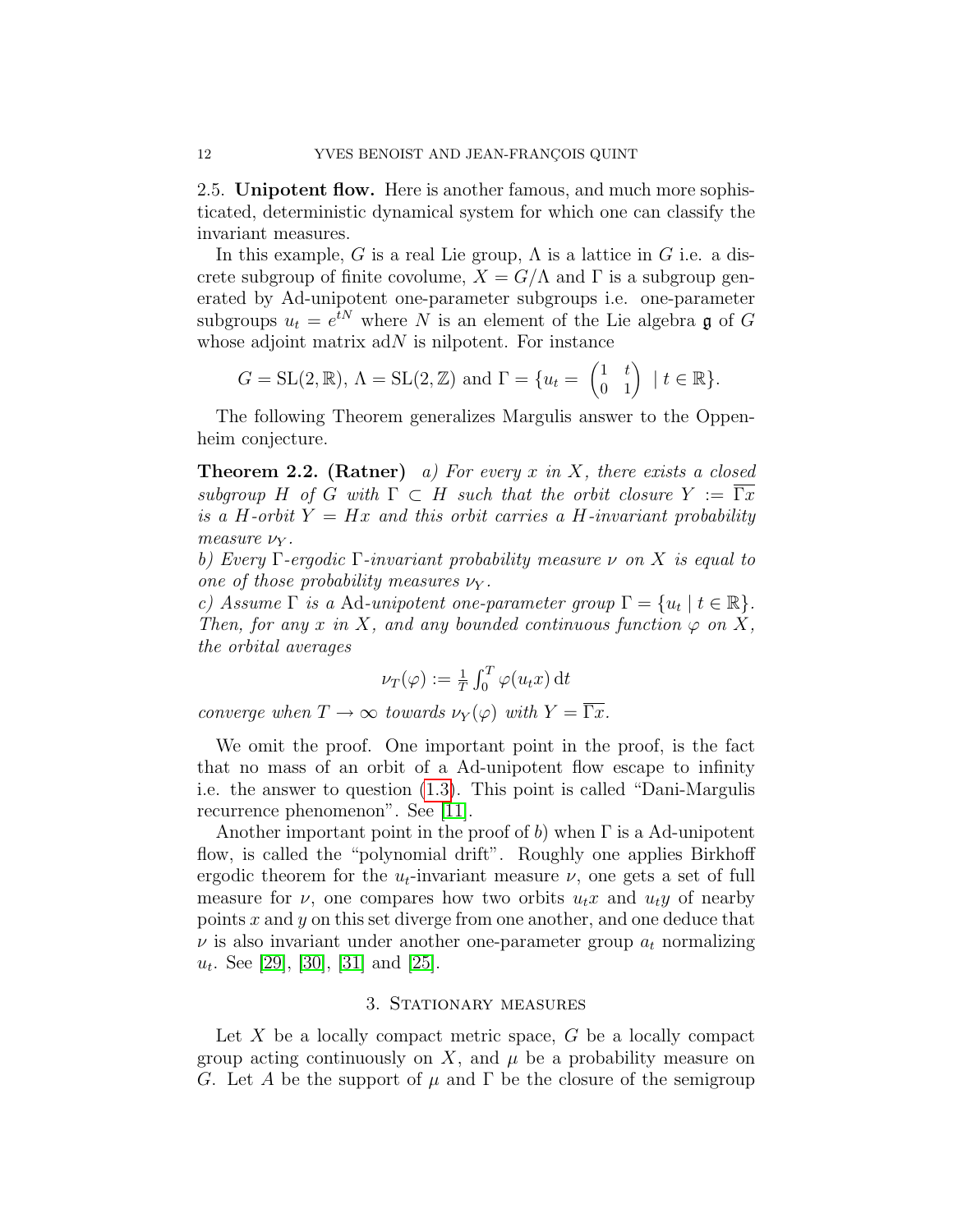## 2.5. **Unipotent flow.**

Here is another famous, and much more sophisticated, deterministic dynamical system for which one can classify the invariant measures.

In this example, $G$ is a real Lie group, $\Lambda$ is a lattice in $G$ i.e. a discrete subgroup of finite covolume, $X = G/\Lambda$ and $\Gamma$ is a subgroup generated by Ad-unipotent one-parameter subgroups i.e. one-parameter subgroups $u_t = e^{tN}$ where $N$ is an element of the Lie algebra $\mathfrak{g}$ of $G$ whose adjoint matrix ad$N$ is nilpotent. For instance

$$G = \mathrm{SL}(2,\mathbb{R}),\ \Lambda = \mathrm{SL}(2,\mathbb{Z}) \text{ and } \Gamma = \{u_t = \begin{pmatrix} 1 & t \\ 0 & 1 \end{pmatrix} \mid t \in \mathbb{R}\}.$$

The following Theorem generalizes Margulis answer to the Oppenheim conjecture.

**Theorem 2.2. (Ratner)** *a) For every $x$ in $X$, there exists a closed subgroup $H$ of $G$ with $\Gamma \subset H$ such that the orbit closure $Y := \overline{\Gamma x}$ is a $H$-orbit $Y = Hx$ and this orbit carries a $H$-invariant probability measure $\nu_Y$.*
*b) Every $\Gamma$-ergodic $\Gamma$-invariant probability measure $\nu$ on $X$ is equal to one of those probability measures $\nu_Y$.*
*c) Assume $\Gamma$ is a* Ad*-unipotent one-parameter group $\Gamma = \{u_t \mid t \in \mathbb{R}\}$. Then, for any $x$ in $X$, and any bounded continuous function $\varphi$ on $X$, the orbital averages*

$$\nu_T(\varphi) := \tfrac{1}{T}\int_0^T \varphi(u_t x)\,\mathrm{d}t$$

*converge when $T \to \infty$ towards $\nu_Y(\varphi)$ with $Y = \overline{\Gamma x}$.*

We omit the proof. One important point in the proof, is the fact that no mass of an orbit of a Ad-unipotent flow escape to infinity i.e. the answer to question (1.3). This point is called "Dani-Margulis recurrence phenomenon". See [11].

Another important point in the proof of $b)$ when $\Gamma$ is a Ad-unipotent flow, is called the "polynomial drift". Roughly one applies Birkhoff ergodic theorem for the $u_t$-invariant measure $\nu$, one gets a set of full measure for $\nu$, one compares how two orbits $u_t x$ and $u_t y$ of nearby points $x$ and $y$ on this set diverge from one another, and one deduce that $\nu$ is also invariant under another one-parameter group $a_t$ normalizing $u_t$. See [29], [30], [31] and [25].

# 3. Stationary measures

Let $X$ be a locally compact metric space, $G$ be a locally compact group acting continuously on $X$, and $\mu$ be a probability measure on $G$. Let $A$ be the support of $\mu$ and $\Gamma$ be the closure of the semigroup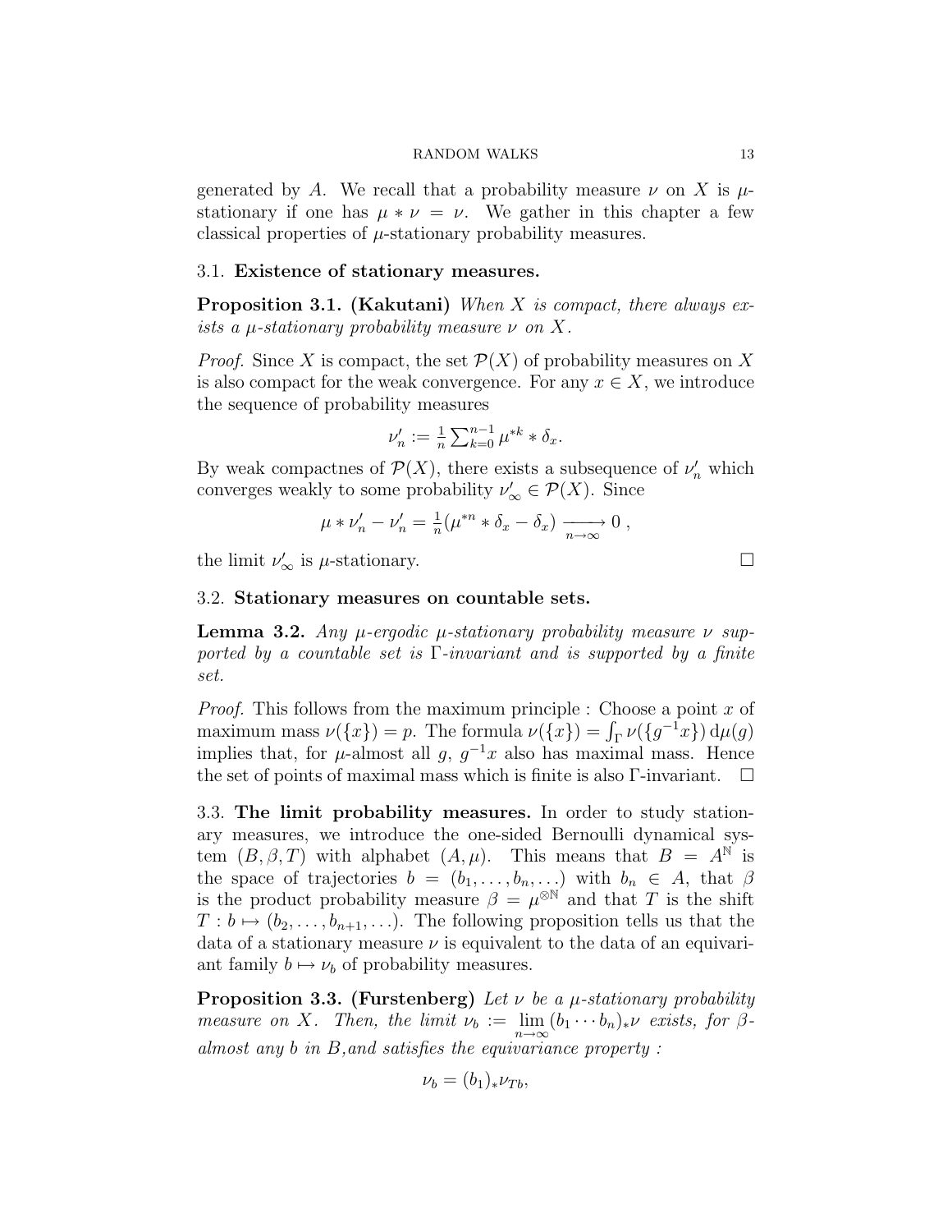generated by $A$. We recall that a probability measure $\nu$ on $X$ is $\mu$-stationary if one has $\mu * \nu = \nu$. We gather in this chapter a few classical properties of $\mu$-stationary probability measures.

### 3.1. **Existence of stationary measures.**

**Proposition 3.1. (Kakutani)** *When $X$ is compact, there always exists a $\mu$-stationary probability measure $\nu$ on $X$.*

*Proof.* Since $X$ is compact, the set $\mathcal{P}(X)$ of probability measures on $X$ is also compact for the weak convergence. For any $x \in X$, we introduce the sequence of probability measures

$$\nu'_n := \tfrac{1}{n} \textstyle\sum_{k=0}^{n-1} \mu^{*k} * \delta_x.$$

By weak compactnes of $\mathcal{P}(X)$, there exists a subsequence of $\nu'_n$ which converges weakly to some probability $\nu'_\infty \in \mathcal{P}(X)$. Since

$$\mu * \nu'_n - \nu'_n = \tfrac{1}{n}(\mu^{*n} * \delta_x - \delta_x) \xrightarrow[n \to \infty]{} 0 \, ,$$

the limit $\nu'_\infty$ is $\mu$-stationary. □

### 3.2. **Stationary measures on countable sets.**

**Lemma 3.2.** *Any $\mu$-ergodic $\mu$-stationary probability measure $\nu$ supported by a countable set is $\Gamma$-invariant and is supported by a finite set.*

*Proof.* This follows from the maximum principle : Choose a point $x$ of maximum mass $\nu(\{x\}) = p$. The formula $\nu(\{x\}) = \int_\Gamma \nu(\{g^{-1}x\}) \, \mathrm{d}\mu(g)$ implies that, for $\mu$-almost all $g$, $g^{-1}x$ also has maximal mass. Hence the set of points of maximal mass which is finite is also $\Gamma$-invariant. □

### 3.3. **The limit probability measures.**

In order to study stationary measures, we introduce the one-sided Bernoulli dynamical system $(B, \beta, T)$ with alphabet $(A, \mu)$. This means that $B = A^{\mathbb{N}}$ is the space of trajectories $b = (b_1, \ldots, b_n, \ldots)$ with $b_n \in A$, that $\beta$ is the product probability measure $\beta = \mu^{\otimes \mathbb{N}}$ and that $T$ is the shift $T : b \mapsto (b_2, \ldots, b_{n+1}, \ldots)$. The following proposition tells us that the data of a stationary measure $\nu$ is equivalent to the data of an equivariant family $b \mapsto \nu_b$ of probability measures.

**Proposition 3.3. (Furstenberg)** *Let $\nu$ be a $\mu$-stationary probability measure on $X$. Then, the limit $\nu_b := \lim\limits_{n \to \infty} (b_1 \cdots b_n)_* \nu$ exists, for $\beta$-almost any $b$ in $B$, and satisfies the equivariance property :*

$$\nu_b = (b_1)_* \nu_{Tb},$$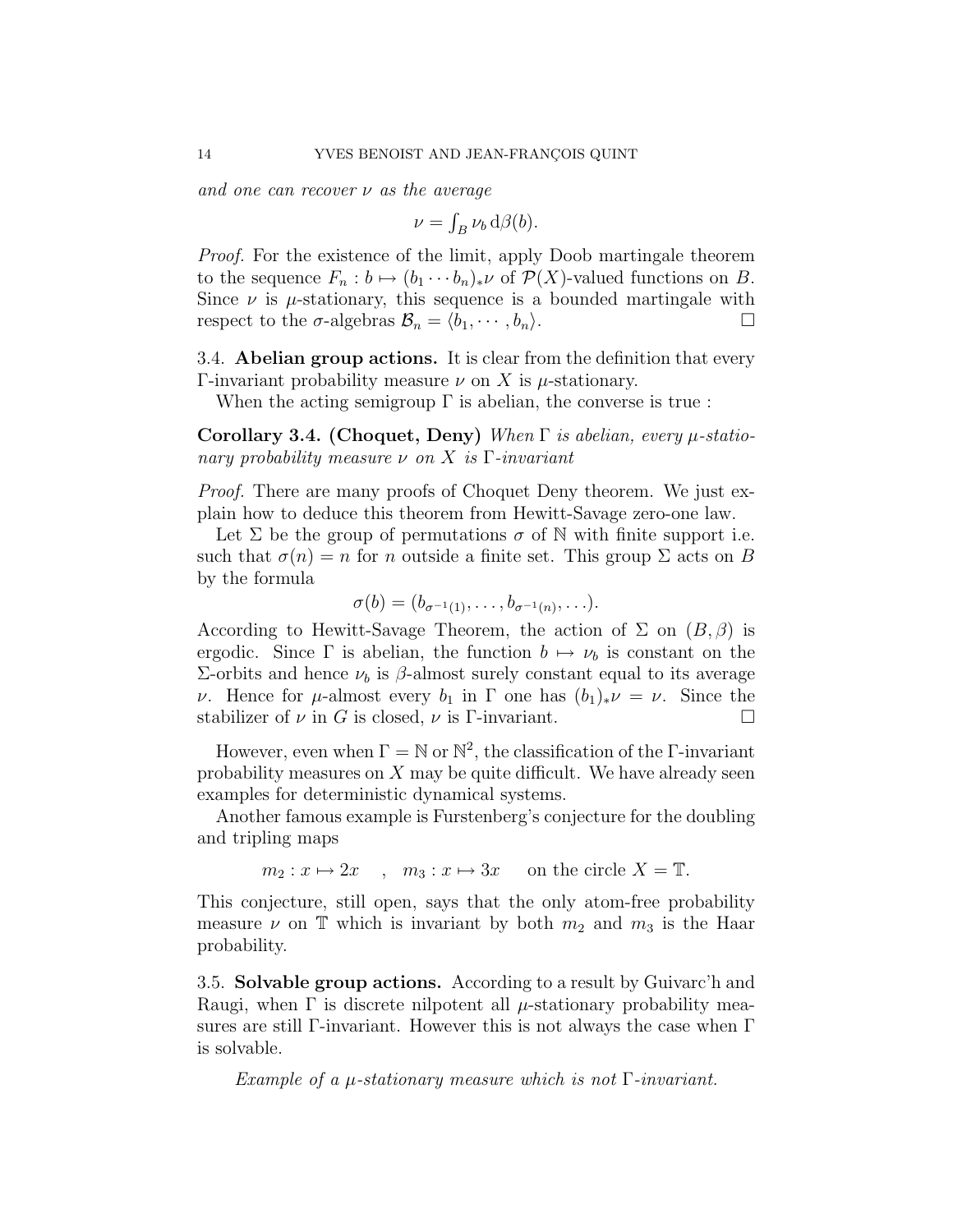*and one can recover $\nu$ as the average*

$$\nu = \int_B \nu_b \, \mathrm{d}\beta(b).$$

*Proof.* For the existence of the limit, apply Doob martingale theorem to the sequence $F_n : b \mapsto (b_1 \cdots b_n)_* \nu$ of $\mathcal{P}(X)$-valued functions on $B$. Since $\nu$ is $\mu$-stationary, this sequence is a bounded martingale with respect to the $\sigma$-algebras $\mathcal{B}_n = \langle b_1, \cdots, b_n \rangle$. □

3.4. **Abelian group actions.** It is clear from the definition that every $\Gamma$-invariant probability measure $\nu$ on $X$ is $\mu$-stationary.

When the acting semigroup $\Gamma$ is abelian, the converse is true :

**Corollary 3.4. (Choquet, Deny)** *When $\Gamma$ is abelian, every $\mu$-stationary probability measure $\nu$ on $X$ is $\Gamma$-invariant*

*Proof.* There are many proofs of Choquet Deny theorem. We just explain how to deduce this theorem from Hewitt-Savage zero-one law.

Let $\Sigma$ be the group of permutations $\sigma$ of $\mathbb{N}$ with finite support i.e. such that $\sigma(n) = n$ for $n$ outside a finite set. This group $\Sigma$ acts on $B$ by the formula

$$\sigma(b) = (b_{\sigma^{-1}(1)}, \ldots, b_{\sigma^{-1}(n)}, \ldots).$$

According to Hewitt-Savage Theorem, the action of $\Sigma$ on $(B, \beta)$ is ergodic. Since $\Gamma$ is abelian, the function $b \mapsto \nu_b$ is constant on the $\Sigma$-orbits and hence $\nu_b$ is $\beta$-almost surely constant equal to its average $\nu$. Hence for $\mu$-almost every $b_1$ in $\Gamma$ one has $(b_1)_* \nu = \nu$. Since the stabilizer of $\nu$ in $G$ is closed, $\nu$ is $\Gamma$-invariant. □

However, even when $\Gamma = \mathbb{N}$ or $\mathbb{N}^2$, the classification of the $\Gamma$-invariant probability measures on $X$ may be quite difficult. We have already seen examples for deterministic dynamical systems.

Another famous example is Furstenberg's conjecture for the doubling and tripling maps

$$m_2 : x \mapsto 2x \quad , \quad m_3 : x \mapsto 3x \quad \text{ on the circle } X = \mathbb{T}.$$

This conjecture, still open, says that the only atom-free probability measure $\nu$ on $\mathbb{T}$ which is invariant by both $m_2$ and $m_3$ is the Haar probability.

3.5. **Solvable group actions.** According to a result by Guivarc'h and Raugi, when $\Gamma$ is discrete nilpotent all $\mu$-stationary probability measures are still $\Gamma$-invariant. However this is not always the case when $\Gamma$ is solvable.

*Example of a $\mu$-stationary measure which is not $\Gamma$-invariant.*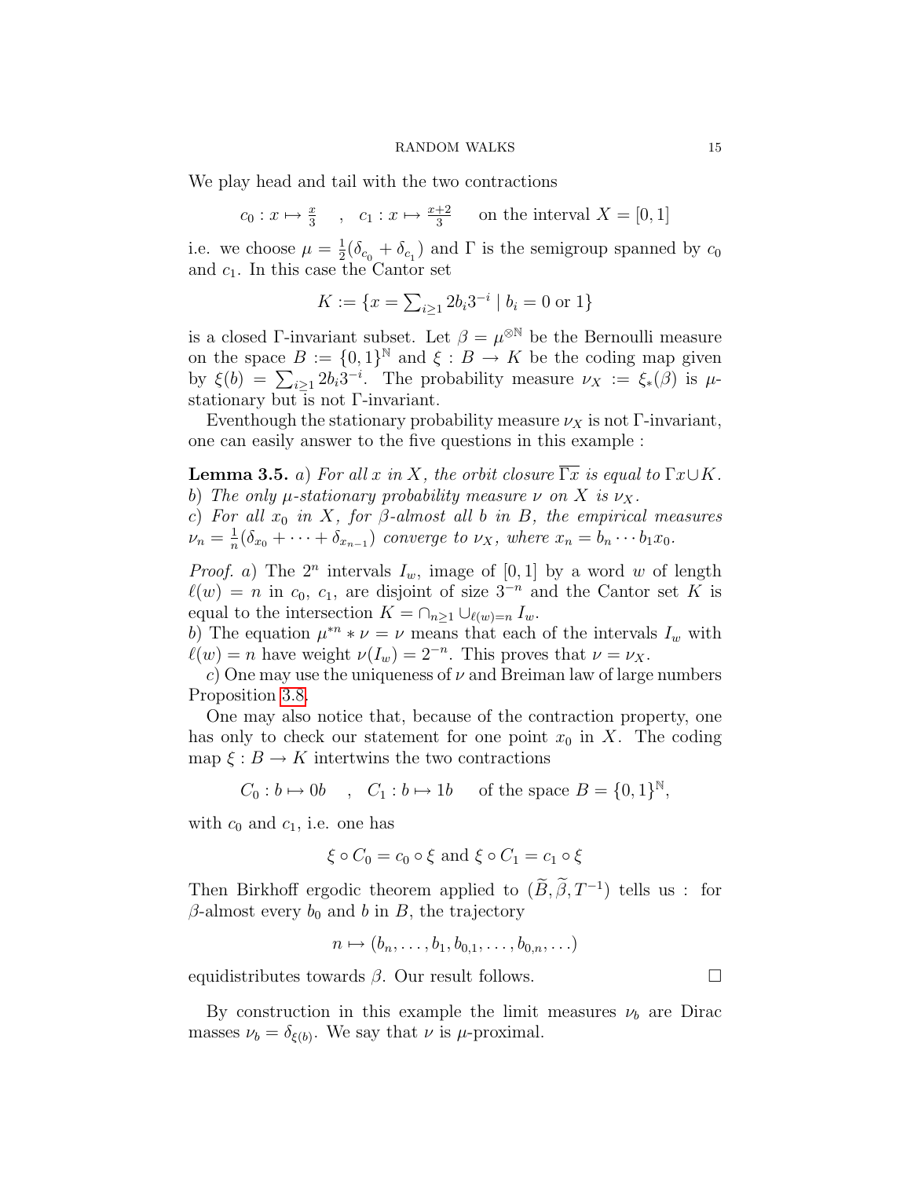We play head and tail with the two contractions

$$c_0 : x \mapsto \tfrac{x}{3} \quad , \quad c_1 : x \mapsto \tfrac{x+2}{3} \qquad \text{on the interval } X = [0,1]$$

i.e. we choose $\mu = \frac{1}{2}(\delta_{c_0} + \delta_{c_1})$ and $\Gamma$ is the semigroup spanned by $c_0$ and $c_1$. In this case the Cantor set

$$K := \{x = \textstyle\sum_{i\geq 1} 2b_i 3^{-i} \mid b_i = 0 \text{ or } 1\}$$

is a closed $\Gamma$-invariant subset. Let $\beta = \mu^{\otimes\mathbb{N}}$ be the Bernoulli measure on the space $B := \{0,1\}^{\mathbb{N}}$ and $\xi : B \to K$ be the coding map given by $\xi(b) = \sum_{i\geq 1} 2b_i 3^{-i}$. The probability measure $\nu_X := \xi_*(\beta)$ is $\mu$-stationary but is not $\Gamma$-invariant.

Eventhough the stationary probability measure $\nu_X$ is not $\Gamma$-invariant, one can easily answer to the five questions in this example :

**Lemma 3.5.** *a) For all $x$ in $X$, the orbit closure $\overline{\Gamma x}$ is equal to $\Gamma x \cup K$.*
*b) The only $\mu$-stationary probability measure $\nu$ on $X$ is $\nu_X$.*
*c) For all $x_0$ in $X$, for $\beta$-almost all $b$ in $B$, the empirical measures $\nu_n = \frac{1}{n}(\delta_{x_0} + \cdots + \delta_{x_{n-1}})$ converge to $\nu_X$, where $x_n = b_n \cdots b_1 x_0$.*

*Proof.* *a)* The $2^n$ intervals $I_w$, image of $[0,1]$ by a word $w$ of length $\ell(w) = n$ in $c_0$, $c_1$, are disjoint of size $3^{-n}$ and the Cantor set $K$ is equal to the intersection $K = \cap_{n\geq 1} \cup_{\ell(w)=n} I_w$.
*b)* The equation $\mu^{*n} * \nu = \nu$ means that each of the intervals $I_w$ with $\ell(w) = n$ have weight $\nu(I_w) = 2^{-n}$. This proves that $\nu = \nu_X$.

*c)* One may use the uniqueness of $\nu$ and Breiman law of large numbers Proposition 3.8.

One may also notice that, because of the contraction property, one has only to check our statement for one point $x_0$ in $X$. The coding map $\xi : B \to K$ intertwins the two contractions

$$C_0 : b \mapsto 0b \quad , \quad C_1 : b \mapsto 1b \qquad \text{of the space } B = \{0,1\}^{\mathbb{N}},$$

with $c_0$ and $c_1$, i.e. one has

$$\xi \circ C_0 = c_0 \circ \xi \text{ and } \xi \circ C_1 = c_1 \circ \xi$$

Then Birkhoff ergodic theorem applied to $(\widetilde{B}, \widetilde{\beta}, T^{-1})$ tells us : for $\beta$-almost every $b_0$ and $b$ in $B$, the trajectory

$$n \mapsto (b_n, \ldots, b_1, b_{0,1}, \ldots, b_{0,n}, \ldots)$$

equidistributes towards $\beta$. Our result follows. $\square$

By construction in this example the limit measures $\nu_b$ are Dirac masses $\nu_b = \delta_{\xi(b)}$. We say that $\nu$ is $\mu$-proximal.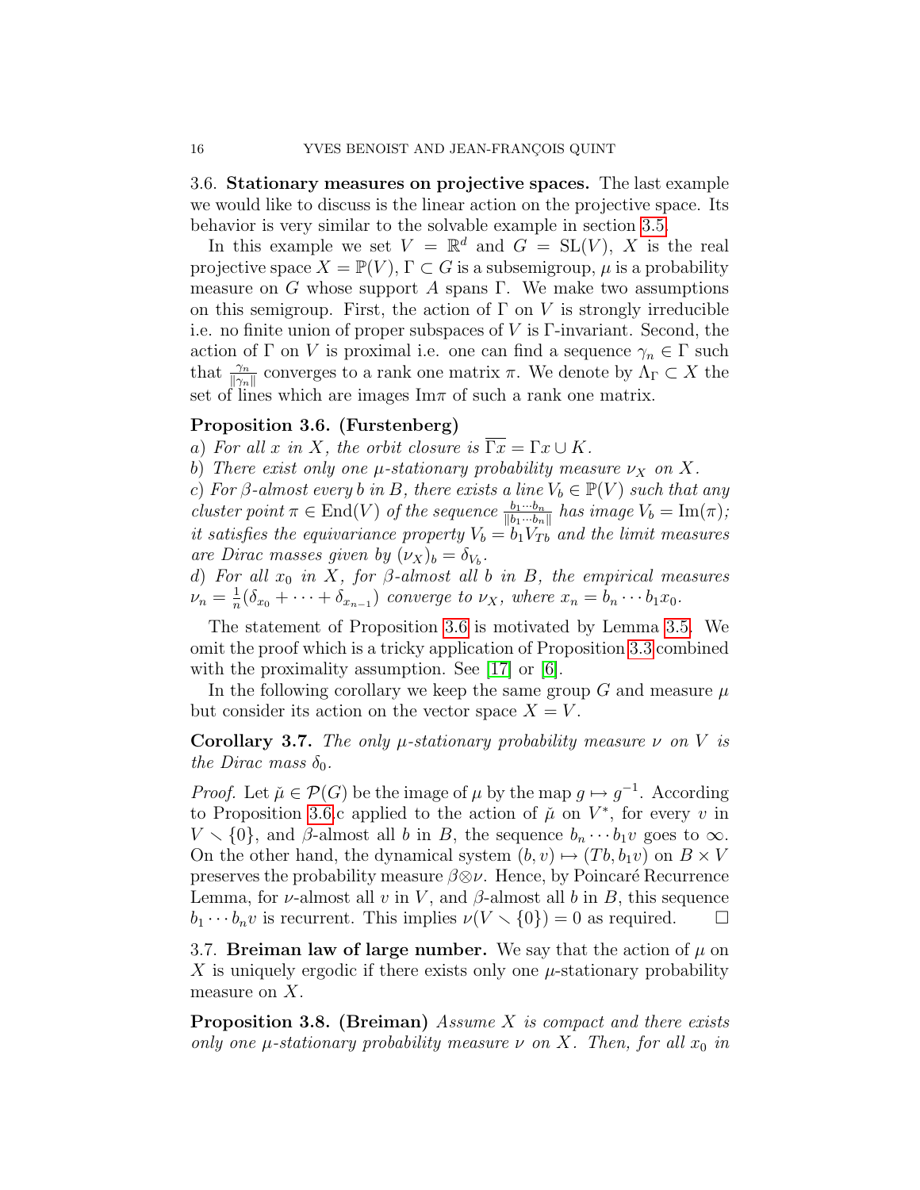### 3.6. Stationary measures on projective spaces.

The last example we would like to discuss is the linear action on the projective space. Its behavior is very similar to the solvable example in section 3.5.

In this example we set $V = \mathbb{R}^d$ and $G = \mathrm{SL}(V)$, $X$ is the real projective space $X = \mathbb{P}(V)$, $\Gamma \subset G$ is a subsemigroup, $\mu$ is a probability measure on $G$ whose support $A$ spans $\Gamma$. We make two assumptions on this semigroup. First, the action of $\Gamma$ on $V$ is strongly irreducible i.e. no finite union of proper subspaces of $V$ is $\Gamma$-invariant. Second, the action of $\Gamma$ on $V$ is proximal i.e. one can find a sequence $\gamma_n \in \Gamma$ such that $\frac{\gamma_n}{\|\gamma_n\|}$ converges to a rank one matrix $\pi$. We denote by $\Lambda_\Gamma \subset X$ the set of lines which are images $\mathrm{Im}\pi$ of such a rank one matrix.

**Proposition 3.6. (Furstenberg)**
*a) For all $x$ in $X$, the orbit closure is $\overline{\Gamma x} = \Gamma x \cup K$.*
*b) There exist only one $\mu$-stationary probability measure $\nu_X$ on $X$.*
*c) For $\beta$-almost every $b$ in $B$, there exists a line $V_b \in \mathbb{P}(V)$ such that any cluster point $\pi \in \mathrm{End}(V)$ of the sequence $\frac{b_1 \cdots b_n}{\|b_1 \cdots b_n\|}$ has image $V_b = \mathrm{Im}(\pi)$; it satisfies the equivariance property $V_b = b_1 V_{Tb}$ and the limit measures are Dirac masses given by $(\nu_X)_b = \delta_{V_b}$.*
*d) For all $x_0$ in $X$, for $\beta$-almost all $b$ in $B$, the empirical measures $\nu_n = \frac{1}{n}(\delta_{x_0} + \cdots + \delta_{x_{n-1}})$ converge to $\nu_X$, where $x_n = b_n \cdots b_1 x_0$.*

The statement of Proposition 3.6 is motivated by Lemma 3.5. We omit the proof which is a tricky application of Proposition 3.3 combined with the proximality assumption. See [17] or [6].

In the following corollary we keep the same group $G$ and measure $\mu$ but consider its action on the vector space $X = V$.

**Corollary 3.7.** *The only $\mu$-stationary probability measure $\nu$ on $V$ is the Dirac mass $\delta_0$.*

*Proof.* Let $\check{\mu} \in \mathcal{P}(G)$ be the image of $\mu$ by the map $g \mapsto g^{-1}$. According to Proposition 3.6.c applied to the action of $\check{\mu}$ on $V^*$, for every $v$ in $V \smallsetminus \{0\}$, and $\beta$-almost all $b$ in $B$, the sequence $b_n \cdots b_1 v$ goes to $\infty$. On the other hand, the dynamical system $(b, v) \mapsto (Tb, b_1 v)$ on $B \times V$ preserves the probability measure $\beta \otimes \nu$. Hence, by Poincaré Recurrence Lemma, for $\nu$-almost all $v$ in $V$, and $\beta$-almost all $b$ in $B$, this sequence $b_1 \cdots b_n v$ is recurrent. This implies $\nu(V \smallsetminus \{0\}) = 0$ as required. $\square$

### 3.7. Breiman law of large number.

We say that the action of $\mu$ on $X$ is uniquely ergodic if there exists only one $\mu$-stationary probability measure on $X$.

**Proposition 3.8. (Breiman)** *Assume $X$ is compact and there exists only one $\mu$-stationary probability measure $\nu$ on $X$. Then, for all $x_0$ in*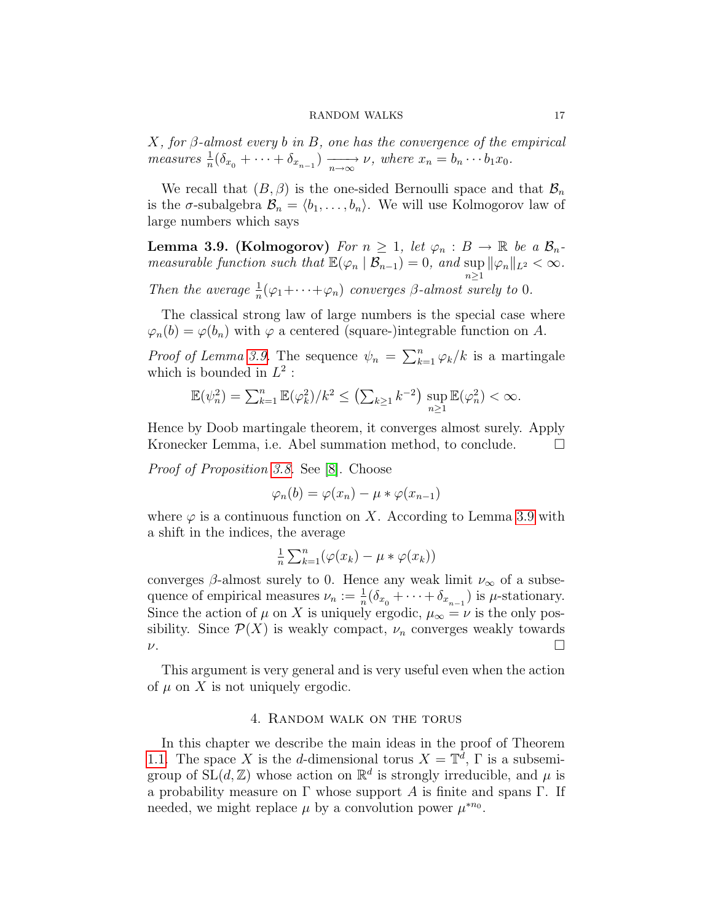*$X$, for $\beta$-almost every $b$ in $B$, one has the convergence of the empirical measures $\frac{1}{n}(\delta_{x_0} + \cdots + \delta_{x_{n-1}}) \xrightarrow[n\to\infty]{} \nu$, where $x_n = b_n \cdots b_1 x_0$.*

We recall that $(B, \beta)$ is the one-sided Bernoulli space and that $\mathcal{B}_n$ is the $\sigma$-subalgebra $\mathcal{B}_n = \langle b_1, \ldots, b_n \rangle$. We will use Kolmogorov law of large numbers which says

**Lemma 3.9. (Kolmogorov)** *For $n \geq 1$, let $\varphi_n : B \to \mathbb{R}$ be a $\mathcal{B}_n$-measurable function such that $\mathbb{E}(\varphi_n \mid \mathcal{B}_{n-1}) = 0$, and $\sup_{n\geq 1} \|\varphi_n\|_{L^2} < \infty$. Then the average $\frac{1}{n}(\varphi_1 + \cdots + \varphi_n)$ converges $\beta$-almost surely to 0.*

The classical strong law of large numbers is the special case where $\varphi_n(b) = \varphi(b_n)$ with $\varphi$ a centered (square-)integrable function on $A$.

*Proof of Lemma 3.9.* The sequence $\psi_n = \sum_{k=1}^n \varphi_k / k$ is a martingale which is bounded in $L^2$ :

$$\mathbb{E}(\psi_n^2) = \textstyle\sum_{k=1}^n \mathbb{E}(\varphi_k^2)/k^2 \leq \left(\sum_{k\geq 1} k^{-2}\right) \sup_{n\geq 1} \mathbb{E}(\varphi_n^2) < \infty.$$

Hence by Doob martingale theorem, it converges almost surely. Apply Kronecker Lemma, i.e. Abel summation method, to conclude. $\square$

*Proof of Proposition 3.8.* See [8]. Choose

$$\varphi_n(b) = \varphi(x_n) - \mu * \varphi(x_{n-1})$$

where $\varphi$ is a continuous function on $X$. According to Lemma 3.9 with a shift in the indices, the average

$$\tfrac{1}{n} \textstyle\sum_{k=1}^n (\varphi(x_k) - \mu * \varphi(x_k))$$

converges $\beta$-almost surely to 0. Hence any weak limit $\nu_\infty$ of a subsequence of empirical measures $\nu_n := \frac{1}{n}(\delta_{x_0} + \cdots + \delta_{x_{n-1}})$ is $\mu$-stationary. Since the action of $\mu$ on $X$ is uniquely ergodic, $\mu_\infty = \nu$ is the only possibility. Since $\mathcal{P}(X)$ is weakly compact, $\nu_n$ converges weakly towards $\nu$. $\square$

This argument is very general and is very useful even when the action of $\mu$ on $X$ is not uniquely ergodic.

## 4. Random walk on the torus

In this chapter we describe the main ideas in the proof of Theorem 1.1. The space $X$ is the $d$-dimensional torus $X = \mathbb{T}^d$, $\Gamma$ is a subsemigroup of $\mathrm{SL}(d, \mathbb{Z})$ whose action on $\mathbb{R}^d$ is strongly irreducible, and $\mu$ is a probability measure on $\Gamma$ whose support $A$ is finite and spans $\Gamma$. If needed, we might replace $\mu$ by a convolution power $\mu^{*n_0}$.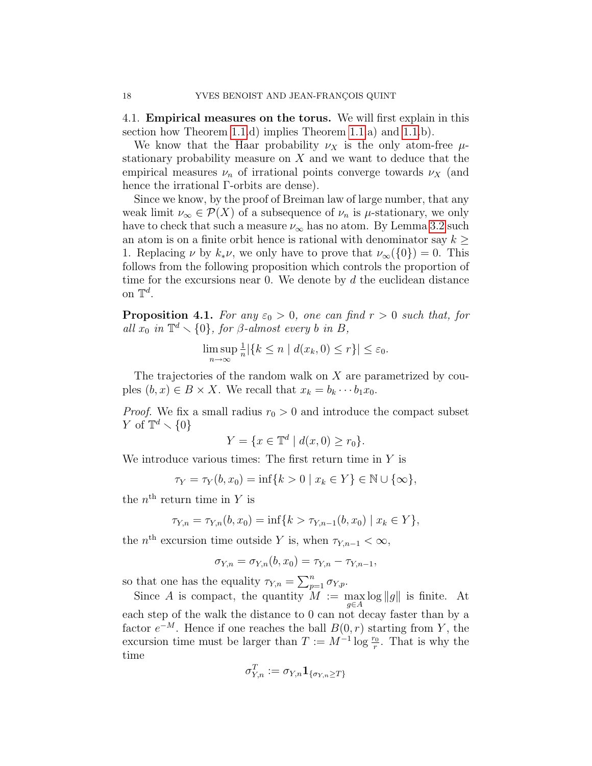4.1. **Empirical measures on the torus.** We will first explain in this section how Theorem 1.1.d) implies Theorem 1.1.a) and 1.1.b).

We know that the Haar probability $\nu_X$ is the only atom-free $\mu$-stationary probability measure on $X$ and we want to deduce that the empirical measures $\nu_n$ of irrational points converge towards $\nu_X$ (and hence the irrational $\Gamma$-orbits are dense).

Since we know, by the proof of Breiman law of large number, that any weak limit $\nu_\infty \in \mathcal{P}(X)$ of a subsequence of $\nu_n$ is $\mu$-stationary, we only have to check that such a measure $\nu_\infty$ has no atom. By Lemma 3.2 such an atom is on a finite orbit hence is rational with denominator say $k \geq 1$. Replacing $\nu$ by $k_*\nu$, we only have to prove that $\nu_\infty(\{0\}) = 0$. This follows from the following proposition which controls the proportion of time for the excursions near 0. We denote by $d$ the euclidean distance on $\mathbb{T}^d$.

**Proposition 4.1.** *For any $\varepsilon_0 > 0$, one can find $r > 0$ such that, for all $x_0$ in $\mathbb{T}^d \smallsetminus \{0\}$, for $\beta$-almost every $b$ in $B$,*

$$\limsup_{n\to\infty} \tfrac{1}{n}|\{k \leq n \mid d(x_k, 0) \leq r\}| \leq \varepsilon_0.$$

The trajectories of the random walk on $X$ are parametrized by couples $(b, x) \in B \times X$. We recall that $x_k = b_k \cdots b_1 x_0$.

*Proof.* We fix a small radius $r_0 > 0$ and introduce the compact subset $Y$ of $\mathbb{T}^d \smallsetminus \{0\}$

$$Y = \{x \in \mathbb{T}^d \mid d(x, 0) \geq r_0\}.$$

We introduce various times: The first return time in $Y$ is

$$\tau_Y = \tau_Y(b, x_0) = \inf\{k > 0 \mid x_k \in Y\} \in \mathbb{N} \cup \{\infty\},$$

the $n^{\text{th}}$ return time in $Y$ is

$$\tau_{Y,n} = \tau_{Y,n}(b, x_0) = \inf\{k > \tau_{Y,n-1}(b, x_0) \mid x_k \in Y\},$$

the $n^{\text{th}}$ excursion time outside $Y$ is, when $\tau_{Y,n-1} < \infty$,

$$\sigma_{Y,n} = \sigma_{Y,n}(b, x_0) = \tau_{Y,n} - \tau_{Y,n-1},$$

so that one has the equality $\tau_{Y,n} = \sum_{p=1}^{n} \sigma_{Y,p}$.

Since $A$ is compact, the quantity $M := \max\limits_{g\in A} \log \|g\|$ is finite. At each step of the walk the distance to 0 can not decay faster than by a factor $e^{-M}$. Hence if one reaches the ball $B(0, r)$ starting from $Y$, the excursion time must be larger than $T := M^{-1} \log \frac{r_0}{r}$. That is why the time

$$\sigma^T_{Y,n} := \sigma_{Y,n} \mathbf{1}_{\{\sigma_{Y,n} \geq T\}}$$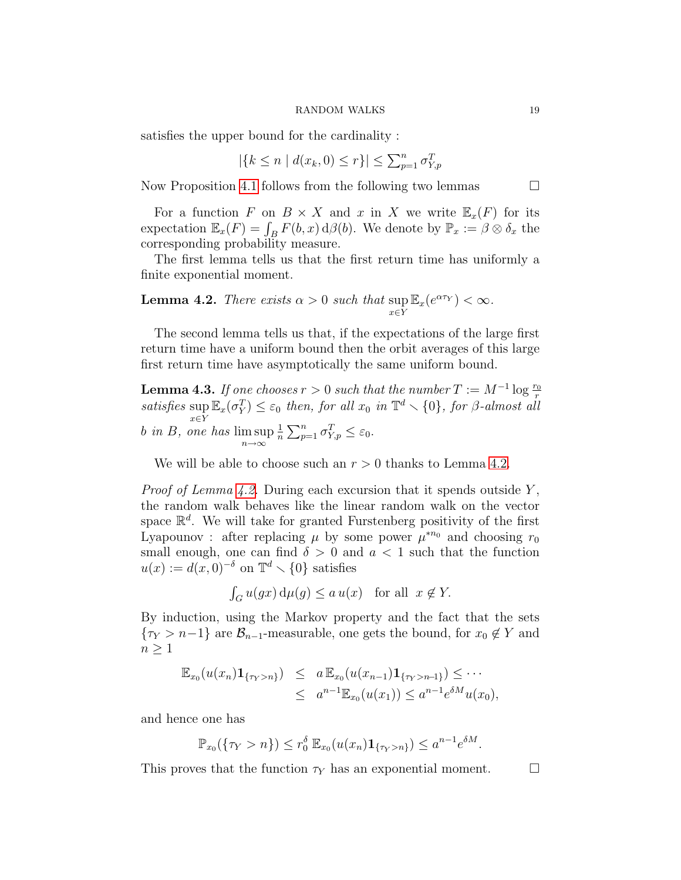satisfies the upper bound for the cardinality :

$$|\{k \le n \mid d(x_k, 0) \le r\}| \le \textstyle\sum_{p=1}^{n} \sigma_{Y,p}^{T}$$

Now Proposition 4.1 follows from the following two lemmas $\square$

For a function $F$ on $B \times X$ and $x$ in $X$ we write $\mathbb{E}_x(F)$ for its expectation $\mathbb{E}_x(F) = \int_B F(b, x)\,\mathrm{d}\beta(b)$. We denote by $\mathbb{P}_x := \beta \otimes \delta_x$ the corresponding probability measure.

The first lemma tells us that the first return time has uniformly a finite exponential moment.

**Lemma 4.2.** *There exists $\alpha > 0$ such that $\sup\limits_{x \in Y} \mathbb{E}_x(e^{\alpha \tau_Y}) < \infty$.*

The second lemma tells us that, if the expectations of the large first return time have a uniform bound then the orbit averages of this large first return time have asymptotically the same uniform bound.

**Lemma 4.3.** *If one chooses $r > 0$ such that the number $T := M^{-1} \log \frac{r_0}{r}$ satisfies $\sup\limits_{x \in Y} \mathbb{E}_x(\sigma_Y^T) \le \varepsilon_0$ then, for all $x_0$ in $\mathbb{T}^d \smallsetminus \{0\}$, for $\beta$-almost all $b$ in $B$, one has $\limsup\limits_{n \to \infty} \frac{1}{n} \sum_{p=1}^{n} \sigma_{Y,p}^{T} \le \varepsilon_0$.*

We will be able to choose such an $r > 0$ thanks to Lemma 4.2.

*Proof of Lemma 4.2.* During each excursion that it spends outside $Y$, the random walk behaves like the linear random walk on the vector space $\mathbb{R}^d$. We will take for granted Furstenberg positivity of the first Lyapounov : after replacing $\mu$ by some power $\mu^{*n_0}$ and choosing $r_0$ small enough, one can find $\delta > 0$ and $a < 1$ such that the function $u(x) := d(x, 0)^{-\delta}$ on $\mathbb{T}^d \smallsetminus \{0\}$ satisfies

$$\textstyle\int_G u(gx)\,\mathrm{d}\mu(g) \le a\, u(x) \quad \text{for all } \; x \notin Y.$$

By induction, using the Markov property and the fact that the sets $\{\tau_Y > n-1\}$ are $\mathcal{B}_{n-1}$-measurable, one gets the bound, for $x_0 \notin Y$ and $n \ge 1$

$$\begin{aligned}
\mathbb{E}_{x_0}(u(x_n)\mathbf{1}_{\{\tau_Y > n\}}) &\le a\, \mathbb{E}_{x_0}(u(x_{n-1})\mathbf{1}_{\{\tau_Y > n-1\}}) \le \cdots \\
&\le a^{n-1}\mathbb{E}_{x_0}(u(x_1)) \le a^{n-1} e^{\delta M} u(x_0),
\end{aligned}$$

and hence one has

$$\mathbb{P}_{x_0}(\{\tau_Y > n\}) \le r_0^{\delta}\, \mathbb{E}_{x_0}(u(x_n)\mathbf{1}_{\{\tau_Y > n\}}) \le a^{n-1} e^{\delta M}.$$

This proves that the function $\tau_Y$ has an exponential moment. $\square$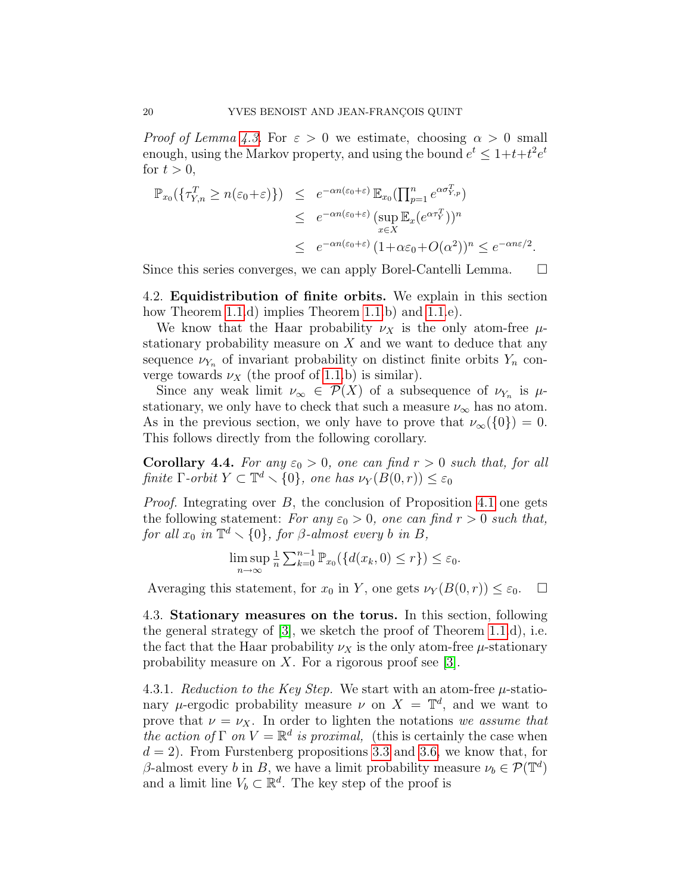*Proof of Lemma 4.3.* For $\varepsilon > 0$ we estimate, choosing $\alpha > 0$ small enough, using the Markov property, and using the bound $e^t \leq 1+t+t^2e^t$ for $t > 0$,

$$
\begin{aligned}
\mathbb{P}_{x_0}(\{\tau^T_{Y,n} \geq n(\varepsilon_0+\varepsilon)\}) &\leq e^{-\alpha n(\varepsilon_0+\varepsilon)}\,\mathbb{E}_{x_0}(\textstyle\prod_{p=1}^n e^{\alpha\sigma^T_{Y,p}}) \\
&\leq e^{-\alpha n(\varepsilon_0+\varepsilon)}\,(\sup_{x\in X}\mathbb{E}_x(e^{\alpha\tau^T_Y}))^n \\
&\leq e^{-\alpha n(\varepsilon_0+\varepsilon)}\,(1+\alpha\varepsilon_0+O(\alpha^2))^n \leq e^{-\alpha n\varepsilon/2}.
\end{aligned}
$$

Since this series converges, we can apply Borel-Cantelli Lemma. □

## 4.2. Equidistribution of finite orbits.

We explain in this section how Theorem 1.1.d) implies Theorem 1.1.b) and 1.1.e).

We know that the Haar probability $\nu_X$ is the only atom-free $\mu$-stationary probability measure on $X$ and we want to deduce that any sequence $\nu_{Y_n}$ of invariant probability on distinct finite orbits $Y_n$ converge towards $\nu_X$ (the proof of 1.1.b) is similar).

Since any weak limit $\nu_\infty \in \mathcal{P}(X)$ of a subsequence of $\nu_{Y_n}$ is $\mu$-stationary, we only have to check that such a measure $\nu_\infty$ has no atom. As in the previous section, we only have to prove that $\nu_\infty(\{0\}) = 0$. This follows directly from the following corollary.

**Corollary 4.4.** *For any $\varepsilon_0 > 0$, one can find $r > 0$ such that, for all finite $\Gamma$-orbit $Y \subset \mathbb{T}^d \smallsetminus \{0\}$, one has $\nu_Y(B(0,r)) \leq \varepsilon_0$*

*Proof.* Integrating over $B$, the conclusion of Proposition 4.1 one gets the following statement: *For any $\varepsilon_0 > 0$, one can find $r > 0$ such that, for all $x_0$ in $\mathbb{T}^d \smallsetminus \{0\}$, for $\beta$-almost every $b$ in $B$,*

$$
\limsup_{n\to\infty} \tfrac{1}{n}\textstyle\sum_{k=0}^{n-1}\mathbb{P}_{x_0}(\{d(x_k,0) \leq r\}) \leq \varepsilon_0.
$$

Averaging this statement, for $x_0$ in $Y$, one gets $\nu_Y(B(0,r)) \leq \varepsilon_0$. □

## 4.3. Stationary measures on the torus.

In this section, following the general strategy of [3], we sketch the proof of Theorem 1.1.d), i.e. the fact that the Haar probability $\nu_X$ is the only atom-free $\mu$-stationary probability measure on $X$. For a rigorous proof see [3].

### 4.3.1. *Reduction to the Key Step.*

We start with an atom-free $\mu$-stationary $\mu$-ergodic probability measure $\nu$ on $X = \mathbb{T}^d$, and we want to prove that $\nu = \nu_X$. In order to lighten the notations *we assume that the action of $\Gamma$ on $V = \mathbb{R}^d$ is proximal,* (this is certainly the case when $d = 2$). From Furstenberg propositions 3.3 and 3.6, we know that, for $\beta$-almost every $b$ in $B$, we have a limit probability measure $\nu_b \in \mathcal{P}(\mathbb{T}^d)$ and a limit line $V_b \subset \mathbb{R}^d$. The key step of the proof is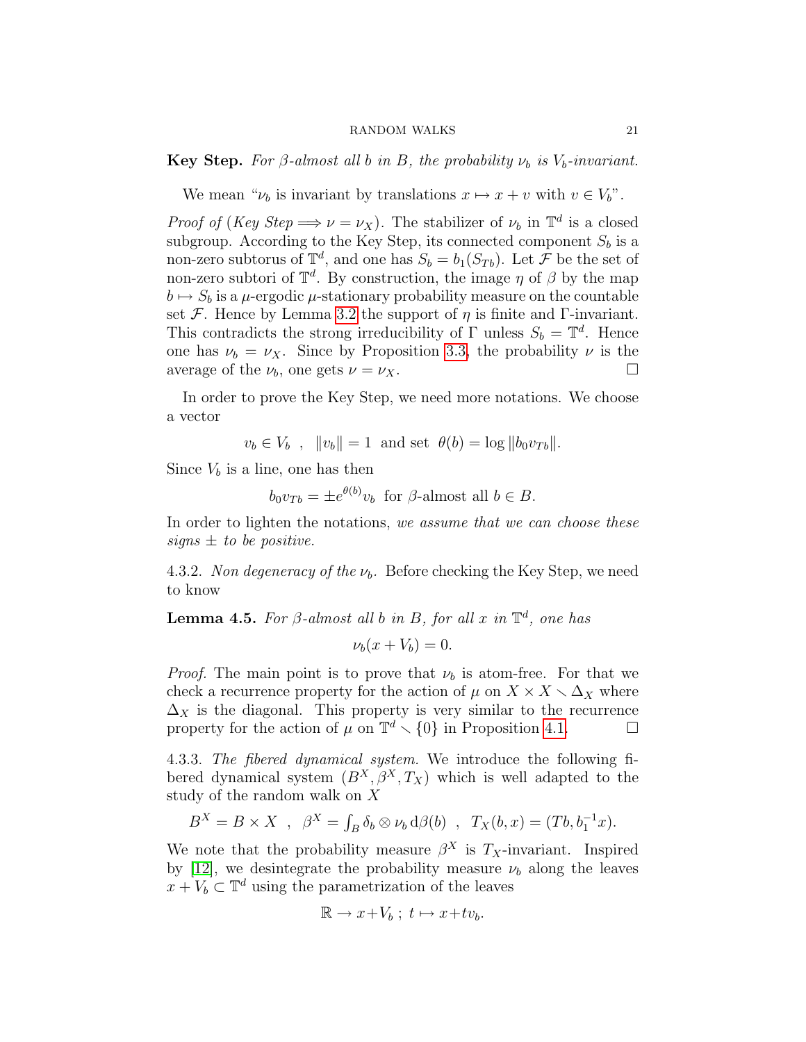**Key Step.** *For $\beta$-almost all $b$ in $B$, the probability $\nu_b$ is $V_b$-invariant.*

We mean "$\nu_b$ is invariant by translations $x \mapsto x + v$ with $v \in V_b$".

*Proof of (Key Step $\Longrightarrow \nu = \nu_X$).* The stabilizer of $\nu_b$ in $\mathbb{T}^d$ is a closed subgroup. According to the Key Step, its connected component $S_b$ is a non-zero subtorus of $\mathbb{T}^d$, and one has $S_b = b_1(S_{Tb})$. Let $\mathcal{F}$ be the set of non-zero subtori of $\mathbb{T}^d$. By construction, the image $\eta$ of $\beta$ by the map $b \mapsto S_b$ is a $\mu$-ergodic $\mu$-stationary probability measure on the countable set $\mathcal{F}$. Hence by Lemma 3.2 the support of $\eta$ is finite and $\Gamma$-invariant. This contradicts the strong irreducibility of $\Gamma$ unless $S_b = \mathbb{T}^d$. Hence one has $\nu_b = \nu_X$. Since by Proposition 3.3, the probability $\nu$ is the average of the $\nu_b$, one gets $\nu = \nu_X$. $\square$

In order to prove the Key Step, we need more notations. We choose a vector

$$v_b \in V_b \ \ , \ \ \|v_b\| = 1 \ \text{ and set } \ \theta(b) = \log \|b_0 v_{Tb}\|.$$

Since $V_b$ is a line, one has then

$$b_0 v_{Tb} = \pm e^{\theta(b)} v_b \ \text{ for } \beta\text{-almost all } b \in B.$$

In order to lighten the notations, *we assume that we can choose these signs $\pm$ to be positive.*

4.3.2. *Non degeneracy of the $\nu_b$.* Before checking the Key Step, we need to know

**Lemma 4.5.** *For $\beta$-almost all $b$ in $B$, for all $x$ in $\mathbb{T}^d$, one has*

$$\nu_b(x + V_b) = 0.$$

*Proof.* The main point is to prove that $\nu_b$ is atom-free. For that we check a recurrence property for the action of $\mu$ on $X \times X \smallsetminus \Delta_X$ where $\Delta_X$ is the diagonal. This property is very similar to the recurrence property for the action of $\mu$ on $\mathbb{T}^d \smallsetminus \{0\}$ in Proposition 4.1. $\square$

4.3.3. *The fibered dynamical system.* We introduce the following fibered dynamical system $(B^X, \beta^X, T_X)$ which is well adapted to the study of the random walk on $X$

$$B^X = B \times X \ \ , \ \ \beta^X = \textstyle\int_B \delta_b \otimes \nu_b \, \mathrm{d}\beta(b) \ \ , \ \ T_X(b, x) = (Tb, b_1^{-1} x).$$

We note that the probability measure $\beta^X$ is $T_X$-invariant. Inspired by [12], we desintegrate the probability measure $\nu_b$ along the leaves $x + V_b \subset \mathbb{T}^d$ using the parametrization of the leaves

$$\mathbb{R} \to x + V_b \ ; \ t \mapsto x + t v_b.$$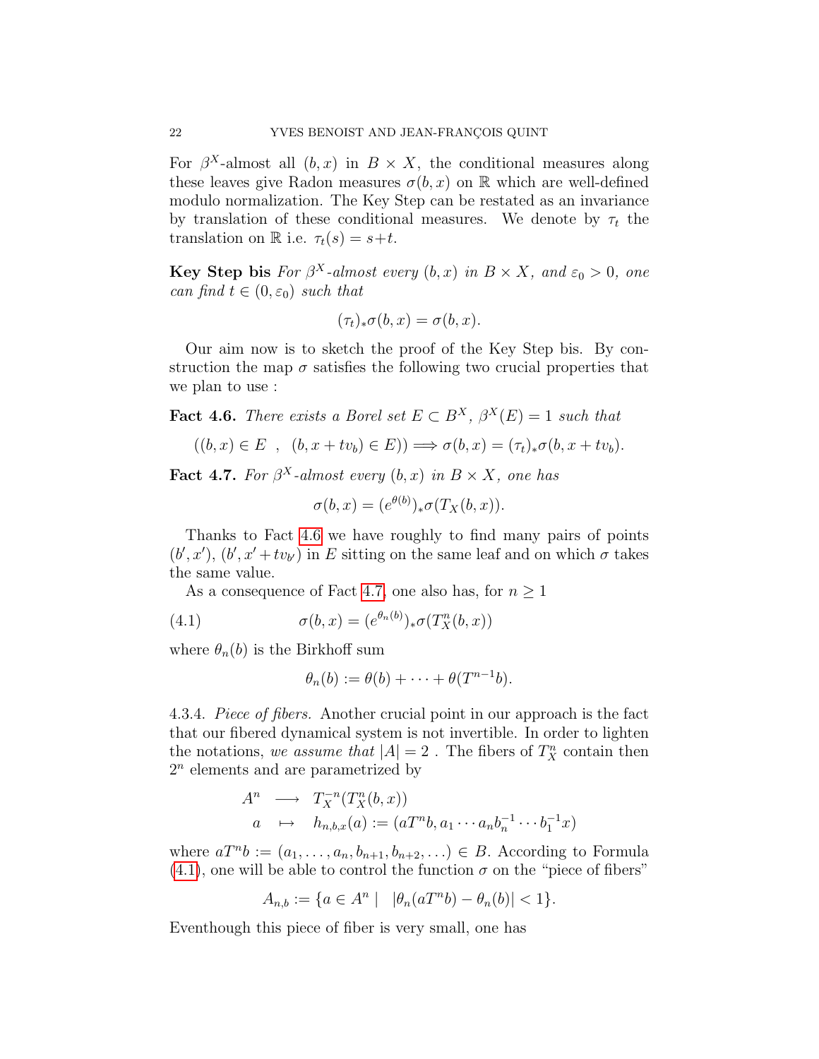For $\beta^X$-almost all $(b,x)$ in $B \times X$, the conditional measures along these leaves give Radon measures $\sigma(b,x)$ on $\mathbb{R}$ which are well-defined modulo normalization. The Key Step can be restated as an invariance by translation of these conditional measures. We denote by $\tau_t$ the translation on $\mathbb{R}$ i.e. $\tau_t(s) = s+t$.

**Key Step bis** *For $\beta^X$-almost every $(b,x)$ in $B \times X$, and $\varepsilon_0 > 0$, one can find $t \in (0, \varepsilon_0)$ such that*

$$(\tau_t)_* \sigma(b,x) = \sigma(b,x).$$

Our aim now is to sketch the proof of the Key Step bis. By construction the map $\sigma$ satisfies the following two crucial properties that we plan to use :

**Fact 4.6.** *There exists a Borel set $E \subset B^X$, $\beta^X(E) = 1$ such that*

$$((b,x) \in E \;\;,\;\; (b, x + tv_b) \in E)) \Longrightarrow \sigma(b,x) = (\tau_t)_* \sigma(b, x + tv_b).$$

**Fact 4.7.** *For $\beta^X$-almost every $(b,x)$ in $B \times X$, one has*

$$\sigma(b,x) = (e^{\theta(b)})_* \sigma(T_X(b,x)).$$

Thanks to Fact 4.6 we have roughly to find many pairs of points $(b', x')$, $(b', x' + tv_{b'})$ in $E$ sitting on the same leaf and on which $\sigma$ takes the same value.

As a consequence of Fact 4.7, one also has, for $n \geq 1$

$$\sigma(b,x) = (e^{\theta_n(b)})_* \sigma(T_X^n(b,x)) \tag{4.1}$$

where $\theta_n(b)$ is the Birkhoff sum

$$\theta_n(b) := \theta(b) + \cdots + \theta(T^{n-1}b).$$

4.3.4. *Piece of fibers.* Another crucial point in our approach is the fact that our fibered dynamical system is not invertible. In order to lighten the notations, *we assume that* $|A| = 2$ . The fibers of $T_X^n$ contain then $2^n$ elements and are parametrized by

$$\begin{array}{ccc} A^n & \longrightarrow & T_X^{-n}(T_X^n(b,x)) \\ a & \mapsto & h_{n,b,x}(a) := (aT^n b, a_1 \cdots a_n b_n^{-1} \cdots b_1^{-1} x) \end{array}$$

where $aT^n b := (a_1, \ldots, a_n, b_{n+1}, b_{n+2}, \ldots) \in B$. According to Formula (4.1), one will be able to control the function $\sigma$ on the "piece of fibers"

$$A_{n,b} := \{a \in A^n \mid \;\; |\theta_n(aT^n b) - \theta_n(b)| < 1\}.$$

Eventhough this piece of fiber is very small, one has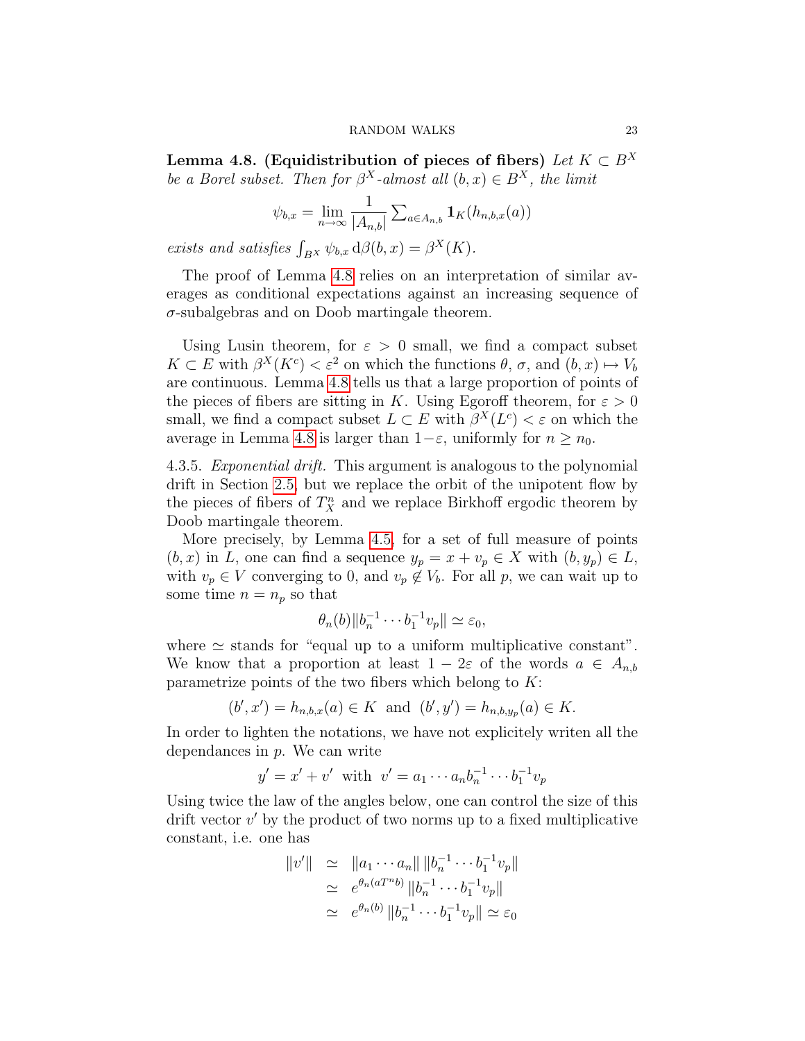**Lemma 4.8. (Equidistribution of pieces of fibers)** *Let $K \subset B^X$ be a Borel subset. Then for $\beta^X$-almost all $(b,x) \in B^X$, the limit*

$$\psi_{b,x} = \lim_{n\to\infty} \frac{1}{|A_{n,b}|} \sum\nolimits_{a\in A_{n,b}} \mathbf{1}_K(h_{n,b,x}(a))$$

*exists and satisfies $\int_{B^X} \psi_{b,x} \, \mathrm{d}\beta(b,x) = \beta^X(K)$.*

The proof of Lemma 4.8 relies on an interpretation of similar averages as conditional expectations against an increasing sequence of $\sigma$-subalgebras and on Doob martingale theorem.

Using Lusin theorem, for $\varepsilon > 0$ small, we find a compact subset $K \subset E$ with $\beta^X(K^c) < \varepsilon^2$ on which the functions $\theta$, $\sigma$, and $(b,x) \mapsto V_b$ are continuous. Lemma 4.8 tells us that a large proportion of points of the pieces of fibers are sitting in $K$. Using Egoroff theorem, for $\varepsilon > 0$ small, we find a compact subset $L \subset E$ with $\beta^X(L^c) < \varepsilon$ on which the average in Lemma 4.8 is larger than $1-\varepsilon$, uniformly for $n \geq n_0$.

4.3.5. *Exponential drift.* This argument is analogous to the polynomial drift in Section 2.5, but we replace the orbit of the unipotent flow by the pieces of fibers of $T_X^n$ and we replace Birkhoff ergodic theorem by Doob martingale theorem.

More precisely, by Lemma 4.5, for a set of full measure of points $(b,x)$ in $L$, one can find a sequence $y_p = x + v_p \in X$ with $(b, y_p) \in L$, with $v_p \in V$ converging to 0, and $v_p \notin V_b$. For all $p$, we can wait up to some time $n = n_p$ so that

$$\theta_n(b) \| b_n^{-1} \cdots b_1^{-1} v_p \| \simeq \varepsilon_0,$$

where $\simeq$ stands for "equal up to a uniform multiplicative constant". We know that a proportion at least $1 - 2\varepsilon$ of the words $a \in A_{n,b}$ parametrize points of the two fibers which belong to $K$:

$$(b', x') = h_{n,b,x}(a) \in K \;\text{ and }\; (b', y') = h_{n,b,y_p}(a) \in K.$$

In order to lighten the notations, we have not explicitely writen all the dependances in $p$. We can write

$$y' = x' + v' \;\text{ with }\; v' = a_1 \cdots a_n b_n^{-1} \cdots b_1^{-1} v_p$$

Using twice the law of the angles below, one can control the size of this drift vector $v'$ by the product of two norms up to a fixed multiplicative constant, i.e. one has

$$\begin{aligned}
\|v'\| &\simeq \|a_1 \cdots a_n\| \, \|b_n^{-1} \cdots b_1^{-1} v_p\| \\
&\simeq e^{\theta_n(aT^n b)} \, \|b_n^{-1} \cdots b_1^{-1} v_p\| \\
&\simeq e^{\theta_n(b)} \, \|b_n^{-1} \cdots b_1^{-1} v_p\| \simeq \varepsilon_0
\end{aligned}$$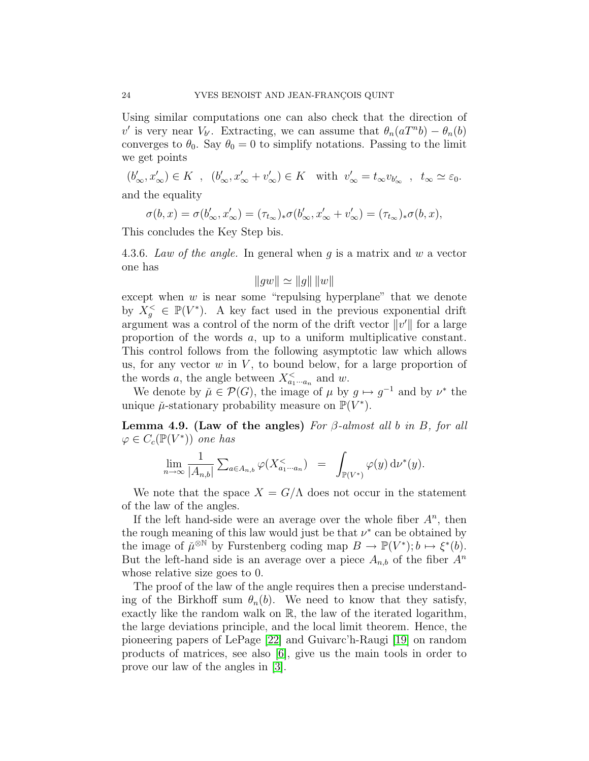Using similar computations one can also check that the direction of $v'$ is very near $V_{b'}$. Extracting, we can assume that $\theta_n(aT^nb) - \theta_n(b)$ converges to $\theta_0$. Say $\theta_0 = 0$ to simplify notations. Passing to the limit we get points

$$(b'_\infty, x'_\infty) \in K \ , \ (b'_\infty, x'_\infty + v'_\infty) \in K \quad \text{with} \ \ v'_\infty = t_\infty v_{b'_\infty} \ , \ \ t_\infty \simeq \varepsilon_0.$$

and the equality

$$\sigma(b, x) = \sigma(b'_\infty, x'_\infty) = (\tau_{t_\infty})_* \sigma(b'_\infty, x'_\infty + v'_\infty) = (\tau_{t_\infty})_* \sigma(b, x),$$

This concludes the Key Step bis.

4.3.6. *Law of the angle.* In general when $g$ is a matrix and $w$ a vector one has

$$\|gw\| \simeq \|g\| \, \|w\|$$

except when $w$ is near some "repulsing hyperplane" that we denote by $X_g^< \in \mathbb{P}(V^*)$. A key fact used in the previous exponential drift argument was a control of the norm of the drift vector $\|v'\|$ for a large proportion of the words $a$, up to a uniform multiplicative constant. This control follows from the following asymptotic law which allows us, for any vector $w$ in $V$, to bound below, for a large proportion of the words $a$, the angle between $X_{a_1 \cdots a_n}^<$ and $w$.

We denote by $\check{\mu} \in \mathcal{P}(G)$, the image of $\mu$ by $g \mapsto g^{-1}$ and by $\nu^*$ the unique $\check{\mu}$-stationary probability measure on $\mathbb{P}(V^*)$.

**Lemma 4.9. (Law of the angles)** *For $\beta$-almost all $b$ in $B$, for all $\varphi \in C_c(\mathbb{P}(V^*))$ one has*

$$\lim_{n \to \infty} \frac{1}{|A_{n,b}|} \sum_{a \in A_{n,b}} \varphi(X_{a_1 \cdots a_n}^<) \ = \ \int_{\mathbb{P}(V^*)} \varphi(y) \, \mathrm{d}\nu^*(y).$$

We note that the space $X = G/\Lambda$ does not occur in the statement of the law of the angles.

If the left hand-side were an average over the whole fiber $A^n$, then the rough meaning of this law would just be that $\nu^*$ can be obtained by the image of $\check{\mu}^{\otimes \mathbb{N}}$ by Furstenberg coding map $B \to \mathbb{P}(V^*); b \mapsto \xi^*(b)$. But the left-hand side is an average over a piece $A_{n,b}$ of the fiber $A^n$ whose relative size goes to 0.

The proof of the law of the angle requires then a precise understanding of the Birkhoff sum $\theta_n(b)$. We need to know that they satisfy, exactly like the random walk on $\mathbb{R}$, the law of the iterated logarithm, the large deviations principle, and the local limit theorem. Hence, the pioneering papers of LePage [22] and Guivarc'h-Raugi [19] on random products of matrices, see also [6], give us the main tools in order to prove our law of the angles in [3].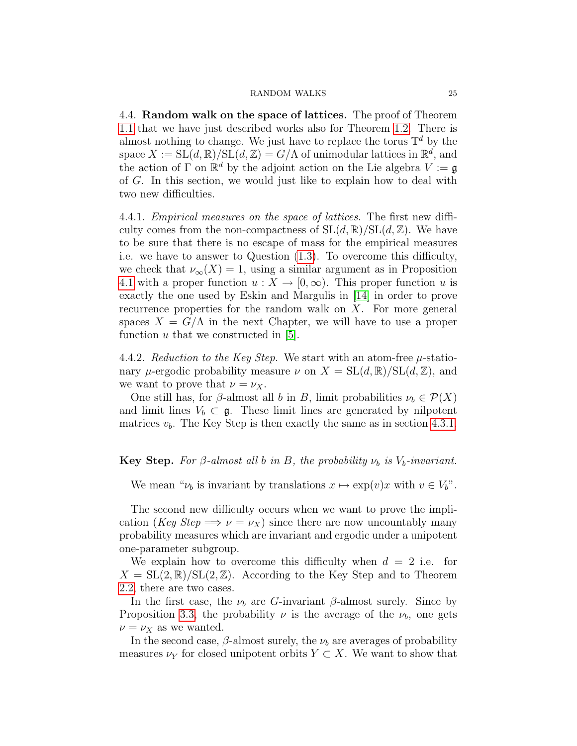### 4.4. Random walk on the space of lattices.

The proof of Theorem 1.1 that we have just described works also for Theorem 1.2. There is almost nothing to change. We just have to replace the torus $\mathbb{T}^d$ by the space $X := \mathrm{SL}(d,\mathbb{R})/\mathrm{SL}(d,\mathbb{Z}) = G/\Lambda$ of unimodular lattices in $\mathbb{R}^d$, and the action of $\Gamma$ on $\mathbb{R}^d$ by the adjoint action on the Lie algebra $V := \mathfrak{g}$ of $G$. In this section, we would just like to explain how to deal with two new difficulties.

4.4.1. *Empirical measures on the space of lattices.* The first new difficulty comes from the non-compactness of $\mathrm{SL}(d,\mathbb{R})/\mathrm{SL}(d,\mathbb{Z})$. We have to be sure that there is no escape of mass for the empirical measures i.e. we have to answer to Question (1.3). To overcome this difficulty, we check that $\nu_\infty(X) = 1$, using a similar argument as in Proposition 4.1 with a proper function $u : X \to [0,\infty)$. This proper function $u$ is exactly the one used by Eskin and Margulis in [14] in order to prove recurrence properties for the random walk on $X$. For more general spaces $X = G/\Lambda$ in the next Chapter, we will have to use a proper function $u$ that we constructed in [5].

4.4.2. *Reduction to the Key Step.* We start with an atom-free $\mu$-stationary $\mu$-ergodic probability measure $\nu$ on $X = \mathrm{SL}(d,\mathbb{R})/\mathrm{SL}(d,\mathbb{Z})$, and we want to prove that $\nu = \nu_X$.

One still has, for $\beta$-almost all $b$ in $B$, limit probabilities $\nu_b \in \mathcal{P}(X)$ and limit lines $V_b \subset \mathfrak{g}$. These limit lines are generated by nilpotent matrices $v_b$. The Key Step is then exactly the same as in section 4.3.1.

**Key Step.** *For $\beta$-almost all $b$ in $B$, the probability $\nu_b$ is $V_b$-invariant.*

We mean "$\nu_b$ is invariant by translations $x \mapsto \exp(v)x$ with $v \in V_b$".

The second new difficulty occurs when we want to prove the implication (*Key Step* $\Longrightarrow \nu = \nu_X$) since there are now uncountably many probability measures which are invariant and ergodic under a unipotent one-parameter subgroup.

We explain how to overcome this difficulty when $d = 2$ i.e. for $X = \mathrm{SL}(2,\mathbb{R})/\mathrm{SL}(2,\mathbb{Z})$. According to the Key Step and to Theorem 2.2, there are two cases.

In the first case, the $\nu_b$ are $G$-invariant $\beta$-almost surely. Since by Proposition 3.3, the probability $\nu$ is the average of the $\nu_b$, one gets $\nu = \nu_X$ as we wanted.

In the second case, $\beta$-almost surely, the $\nu_b$ are averages of probability measures $\nu_Y$ for closed unipotent orbits $Y \subset X$. We want to show that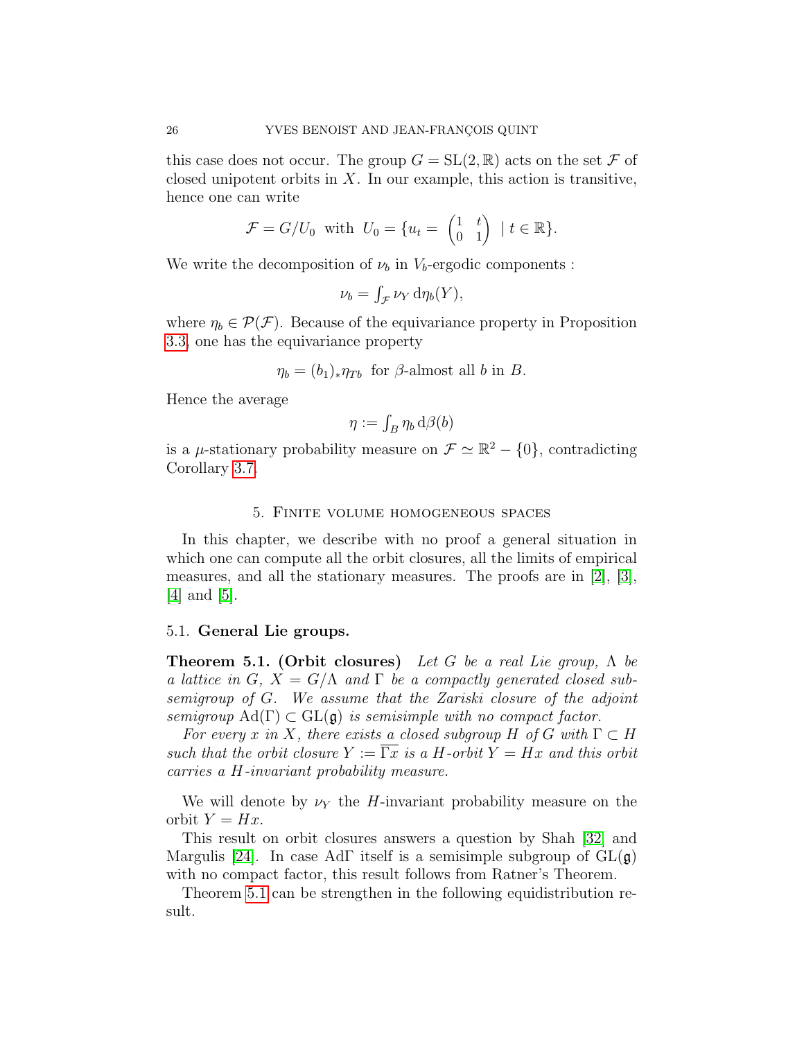this case does not occur. The group $G = \mathrm{SL}(2,\mathbb{R})$ acts on the set $\mathcal{F}$ of closed unipotent orbits in $X$. In our example, this action is transitive, hence one can write

$$\mathcal{F} = G/U_0 \ \text{ with } \ U_0 = \{u_t = \begin{pmatrix} 1 & t \\ 0 & 1 \end{pmatrix} \ \mid t \in \mathbb{R}\}.$$

We write the decomposition of $\nu_b$ in $V_b$-ergodic components :

$$\nu_b = \textstyle\int_{\mathcal{F}} \nu_Y \, \mathrm{d}\eta_b(Y),$$

where $\eta_b \in \mathcal{P}(\mathcal{F})$. Because of the equivariance property in Proposition 3.3, one has the equivariance property

$$\eta_b = (b_1)_* \eta_{Tb} \ \text{ for } \beta\text{-almost all } b \text{ in } B.$$

Hence the average

$$\eta := \textstyle\int_B \eta_b \, \mathrm{d}\beta(b)$$

is a $\mu$-stationary probability measure on $\mathcal{F} \simeq \mathbb{R}^2 - \{0\}$, contradicting Corollary 3.7.

## 5. Finite volume homogeneous spaces

In this chapter, we describe with no proof a general situation in which one can compute all the orbit closures, all the limits of empirical measures, and all the stationary measures. The proofs are in [2], [3], [4] and [5].

### 5.1. General Lie groups.

**Theorem 5.1. (Orbit closures)** *Let $G$ be a real Lie group, $\Lambda$ be a lattice in $G$, $X = G/\Lambda$ and $\Gamma$ be a compactly generated closed subsemigroup of $G$. We assume that the Zariski closure of the adjoint semigroup $\mathrm{Ad}(\Gamma) \subset \mathrm{GL}(\mathfrak{g})$ is semisimple with no compact factor.*

*For every $x$ in $X$, there exists a closed subgroup $H$ of $G$ with $\Gamma \subset H$ such that the orbit closure $Y := \overline{\Gamma x}$ is a $H$-orbit $Y = Hx$ and this orbit carries a $H$-invariant probability measure.*

We will denote by $\nu_Y$ the $H$-invariant probability measure on the orbit $Y = Hx$.

This result on orbit closures answers a question by Shah [32] and Margulis [24]. In case $\mathrm{Ad}\Gamma$ itself is a semisimple subgroup of $\mathrm{GL}(\mathfrak{g})$ with no compact factor, this result follows from Ratner's Theorem.

Theorem 5.1 can be strengthen in the following equidistribution result.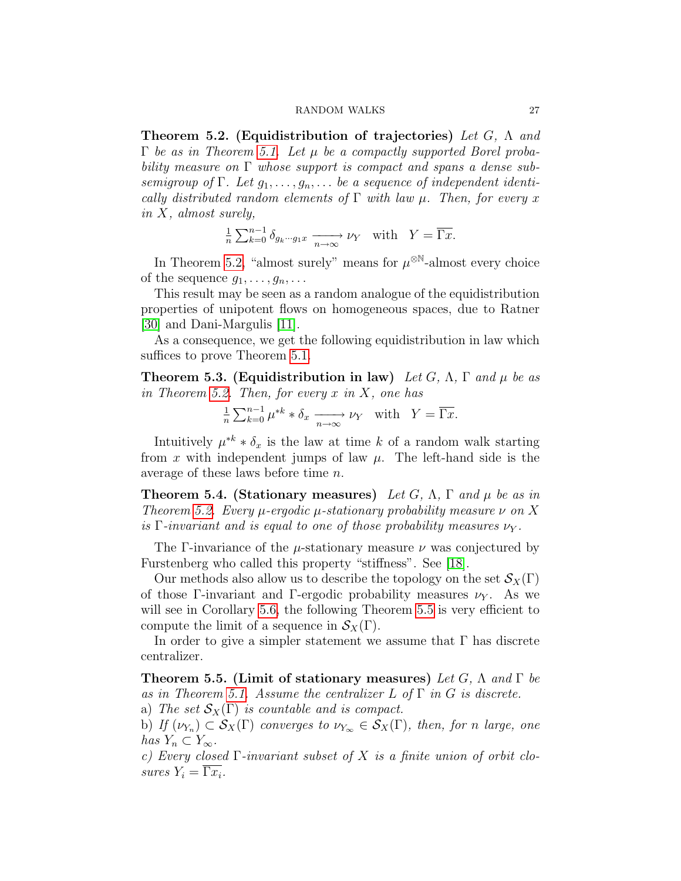**Theorem 5.2. (Equidistribution of trajectories)** *Let $G$, $\Lambda$ and $\Gamma$ be as in Theorem 5.1. Let $\mu$ be a compactly supported Borel probability measure on $\Gamma$ whose support is compact and spans a dense subsemigroup of $\Gamma$. Let $g_1, \ldots, g_n, \ldots$ be a sequence of independent identically distributed random elements of $\Gamma$ with law $\mu$. Then, for every $x$ in $X$, almost surely,*

$$\tfrac{1}{n}\sum_{k=0}^{n-1} \delta_{g_k \cdots g_1 x} \xrightarrow[n\to\infty]{} \nu_Y \quad \text{with} \quad Y = \overline{\Gamma x}.$$

In Theorem 5.2, "almost surely" means for $\mu^{\otimes \mathbb{N}}$-almost every choice of the sequence $g_1, \ldots, g_n, \ldots$

This result may be seen as a random analogue of the equidistribution properties of unipotent flows on homogeneous spaces, due to Ratner [30] and Dani-Margulis [11].

As a consequence, we get the following equidistribution in law which suffices to prove Theorem 5.1.

**Theorem 5.3. (Equidistribution in law)** *Let $G$, $\Lambda$, $\Gamma$ and $\mu$ be as in Theorem 5.2. Then, for every $x$ in $X$, one has*

$$\tfrac{1}{n}\sum_{k=0}^{n-1} \mu^{*k} * \delta_x \xrightarrow[n\to\infty]{} \nu_Y \quad \text{with} \quad Y = \overline{\Gamma x}.$$

Intuitively $\mu^{*k} * \delta_x$ is the law at time $k$ of a random walk starting from $x$ with independent jumps of law $\mu$. The left-hand side is the average of these laws before time $n$.

**Theorem 5.4. (Stationary measures)** *Let $G$, $\Lambda$, $\Gamma$ and $\mu$ be as in Theorem 5.2. Every $\mu$-ergodic $\mu$-stationary probability measure $\nu$ on $X$ is $\Gamma$-invariant and is equal to one of those probability measures $\nu_Y$.*

The $\Gamma$-invariance of the $\mu$-stationary measure $\nu$ was conjectured by Furstenberg who called this property "stiffness". See [18].

Our methods also allow us to describe the topology on the set $\mathcal{S}_X(\Gamma)$ of those $\Gamma$-invariant and $\Gamma$-ergodic probability measures $\nu_Y$. As we will see in Corollary 5.6, the following Theorem 5.5 is very efficient to compute the limit of a sequence in $\mathcal{S}_X(\Gamma)$.

In order to give a simpler statement we assume that $\Gamma$ has discrete centralizer.

**Theorem 5.5. (Limit of stationary measures)** *Let $G$, $\Lambda$ and $\Gamma$ be as in Theorem 5.1. Assume the centralizer $L$ of $\Gamma$ in $G$ is discrete.*
a) *The set $\mathcal{S}_X(\Gamma)$ is countable and is compact.*
b) *If $(\nu_{Y_n}) \subset \mathcal{S}_X(\Gamma)$ converges to $\nu_{Y_\infty} \in \mathcal{S}_X(\Gamma)$, then, for $n$ large, one has $Y_n \subset Y_\infty$.*
c) *Every closed $\Gamma$-invariant subset of $X$ is a finite union of orbit closures $Y_i = \overline{\Gamma x_i}$.*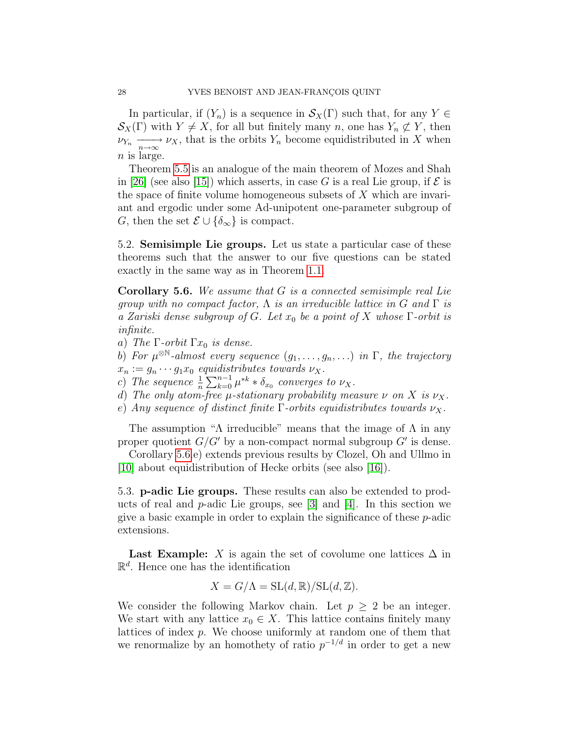In particular, if $(Y_n)$ is a sequence in $\mathcal{S}_X(\Gamma)$ such that, for any $Y \in \mathcal{S}_X(\Gamma)$ with $Y \neq X$, for all but finitely many $n$, one has $Y_n \not\subset Y$, then $\nu_{Y_n} \xrightarrow[n\to\infty]{} \nu_X$, that is the orbits $Y_n$ become equidistributed in $X$ when $n$ is large.

Theorem 5.5 is an analogue of the main theorem of Mozes and Shah in [26] (see also [15]) which asserts, in case $G$ is a real Lie group, if $\mathcal{E}$ is the space of finite volume homogeneous subsets of $X$ which are invariant and ergodic under some Ad-unipotent one-parameter subgroup of $G$, then the set $\mathcal{E} \cup \{\delta_\infty\}$ is compact.

5.2. **Semisimple Lie groups.** Let us state a particular case of these theorems such that the answer to our five questions can be stated exactly in the same way as in Theorem 1.1.

**Corollary 5.6.** *We assume that $G$ is a connected semisimple real Lie group with no compact factor, $\Lambda$ is an irreducible lattice in $G$ and $\Gamma$ is a Zariski dense subgroup of $G$. Let $x_0$ be a point of $X$ whose $\Gamma$-orbit is infinite.*
*a) The $\Gamma$-orbit $\Gamma x_0$ is dense.*
*b) For $\mu^{\otimes\mathbb{N}}$-almost every sequence $(g_1, \ldots, g_n, \ldots)$ in $\Gamma$, the trajectory $x_n := g_n \cdots g_1 x_0$ equidistributes towards $\nu_X$.*
*c) The sequence $\frac{1}{n}\sum_{k=0}^{n-1} \mu^{*k} * \delta_{x_0}$ converges to $\nu_X$.*
*d) The only atom-free $\mu$-stationary probability measure $\nu$ on $X$ is $\nu_X$.*
*e) Any sequence of distinct finite $\Gamma$-orbits equidistributes towards $\nu_X$.*

The assumption "$\Lambda$ irreducible" means that the image of $\Lambda$ in any proper quotient $G/G'$ by a non-compact normal subgroup $G'$ is dense.

Corollary 5.6 e) extends previous results by Clozel, Oh and Ullmo in [10] about equidistribution of Hecke orbits (see also [16]).

5.3. **p-adic Lie groups.** These results can also be extended to products of real and $p$-adic Lie groups, see [3] and [4]. In this section we give a basic example in order to explain the significance of these $p$-adic extensions.

**Last Example:** $X$ is again the set of covolume one lattices $\Delta$ in $\mathbb{R}^d$. Hence one has the identification

$$X = G/\Lambda = \mathrm{SL}(d,\mathbb{R})/\mathrm{SL}(d,\mathbb{Z}).$$

We consider the following Markov chain. Let $p \geq 2$ be an integer. We start with any lattice $x_0 \in X$. This lattice contains finitely many lattices of index $p$. We choose uniformly at random one of them that we renormalize by an homothety of ratio $p^{-1/d}$ in order to get a new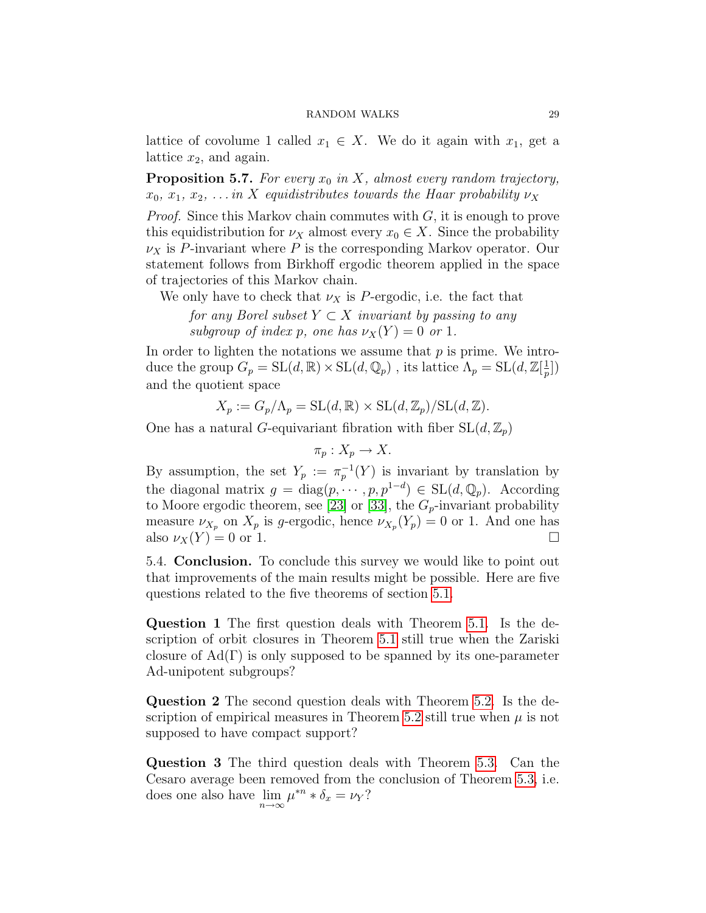lattice of covolume 1 called $x_1 \in X$. We do it again with $x_1$, get a lattice $x_2$, and again.

**Proposition 5.7.** *For every $x_0$ in $X$, almost every random trajectory, $x_0$, $x_1$, $x_2$, ... in $X$ equidistributes towards the Haar probability $\nu_X$*

*Proof.* Since this Markov chain commutes with $G$, it is enough to prove this equidistribution for $\nu_X$ almost every $x_0 \in X$. Since the probability $\nu_X$ is $P$-invariant where $P$ is the corresponding Markov operator. Our statement follows from Birkhoff ergodic theorem applied in the space of trajectories of this Markov chain.

We only have to check that $\nu_X$ is $P$-ergodic, i.e. the fact that

> *for any Borel subset $Y \subset X$ invariant by passing to any subgroup of index $p$, one has $\nu_X(Y) = 0$ or 1.*

In order to lighten the notations we assume that $p$ is prime. We introduce the group $G_p = \mathrm{SL}(d, \mathbb{R}) \times \mathrm{SL}(d, \mathbb{Q}_p)$ , its lattice $\Lambda_p = \mathrm{SL}(d, \mathbb{Z}[\frac{1}{p}])$ and the quotient space

$$X_p := G_p/\Lambda_p = \mathrm{SL}(d, \mathbb{R}) \times \mathrm{SL}(d, \mathbb{Z}_p)/\mathrm{SL}(d, \mathbb{Z}).$$

One has a natural $G$-equivariant fibration with fiber $\mathrm{SL}(d, \mathbb{Z}_p)$

$$\pi_p : X_p \to X.$$

By assumption, the set $Y_p := \pi_p^{-1}(Y)$ is invariant by translation by the diagonal matrix $g = \mathrm{diag}(p, \cdots, p, p^{1-d}) \in \mathrm{SL}(d, \mathbb{Q}_p)$. According to Moore ergodic theorem, see [23] or [33], the $G_p$-invariant probability measure $\nu_{X_p}$ on $X_p$ is $g$-ergodic, hence $\nu_{X_p}(Y_p) = 0$ or 1. And one has also $\nu_X(Y) = 0$ or 1. □

5.4. **Conclusion.** To conclude this survey we would like to point out that improvements of the main results might be possible. Here are five questions related to the five theorems of section 5.1.

**Question 1** The first question deals with Theorem 5.1. Is the description of orbit closures in Theorem 5.1 still true when the Zariski closure of $\mathrm{Ad}(\Gamma)$ is only supposed to be spanned by its one-parameter Ad-unipotent subgroups?

**Question 2** The second question deals with Theorem 5.2. Is the description of empirical measures in Theorem 5.2 still true when $\mu$ is not supposed to have compact support?

**Question 3** The third question deals with Theorem 5.3. Can the Cesaro average been removed from the conclusion of Theorem 5.3, i.e. does one also have $\lim\limits_{n\to\infty} \mu^{*n} * \delta_x = \nu_Y$?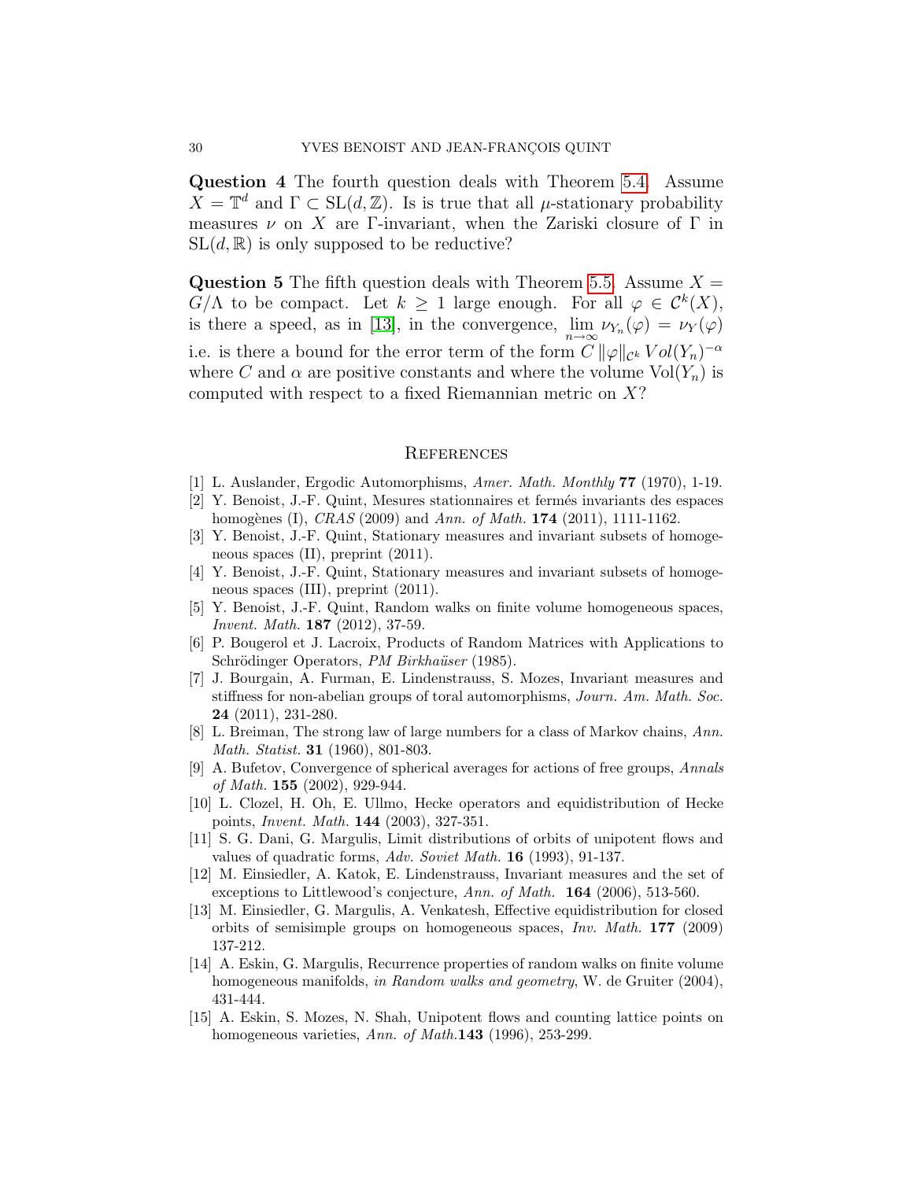**Question 4** The fourth question deals with Theorem 5.4. Assume $X = \mathbb{T}^d$ and $\Gamma \subset \mathrm{SL}(d, \mathbb{Z})$. Is is true that all $\mu$-stationary probability measures $\nu$ on $X$ are $\Gamma$-invariant, when the Zariski closure of $\Gamma$ in $\mathrm{SL}(d, \mathbb{R})$ is only supposed to be reductive?

**Question 5** The fifth question deals with Theorem 5.5. Assume $X = G/\Lambda$ to be compact. Let $k \geq 1$ large enough. For all $\varphi \in \mathcal{C}^k(X)$, is there a speed, as in [13], in the convergence, $\lim_{n\to\infty} \nu_{Y_n}(\varphi) = \nu_Y(\varphi)$ i.e. is there a bound for the error term of the form $C \|\varphi\|_{\mathcal{C}^k} Vol(Y_n)^{-\alpha}$ where $C$ and $\alpha$ are positive constants and where the volume $\mathrm{Vol}(Y_n)$ is computed with respect to a fixed Riemannian metric on $X$?

## References

[1] L. Auslander, Ergodic Automorphisms, *Amer. Math. Monthly* **77** (1970), 1-19.

[2] Y. Benoist, J.-F. Quint, Mesures stationnaires et fermés invariants des espaces homogènes (I), *CRAS* (2009) and *Ann. of Math.* **174** (2011), 1111-1162.

[3] Y. Benoist, J.-F. Quint, Stationary measures and invariant subsets of homogeneous spaces (II), preprint (2011).

[4] Y. Benoist, J.-F. Quint, Stationary measures and invariant subsets of homogeneous spaces (III), preprint (2011).

[5] Y. Benoist, J.-F. Quint, Random walks on finite volume homogeneous spaces, *Invent. Math.* **187** (2012), 37-59.

[6] P. Bougerol et J. Lacroix, Products of Random Matrices with Applications to Schrödinger Operators, *PM Birkhaüser* (1985).

[7] J. Bourgain, A. Furman, E. Lindenstrauss, S. Mozes, Invariant measures and stiffness for non-abelian groups of toral automorphisms, *Journ. Am. Math. Soc.* **24** (2011), 231-280.

[8] L. Breiman, The strong law of large numbers for a class of Markov chains, *Ann. Math. Statist.* **31** (1960), 801-803.

[9] A. Bufetov, Convergence of spherical averages for actions of free groups, *Annals of Math.* **155** (2002), 929-944.

[10] L. Clozel, H. Oh, E. Ullmo, Hecke operators and equidistribution of Hecke points, *Invent. Math.* **144** (2003), 327-351.

[11] S. G. Dani, G. Margulis, Limit distributions of orbits of unipotent flows and values of quadratic forms, *Adv. Soviet Math.* **16** (1993), 91-137.

[12] M. Einsiedler, A. Katok, E. Lindenstrauss, Invariant measures and the set of exceptions to Littlewood's conjecture, *Ann. of Math.* **164** (2006), 513-560.

[13] M. Einsiedler, G. Margulis, A. Venkatesh, Effective equidistribution for closed orbits of semisimple groups on homogeneous spaces, *Inv. Math.* **177** (2009) 137-212.

[14] A. Eskin, G. Margulis, Recurrence properties of random walks on finite volume homogeneous manifolds, *in Random walks and geometry*, W. de Gruiter (2004), 431-444.

[15] A. Eskin, S. Mozes, N. Shah, Unipotent flows and counting lattice points on homogeneous varieties, *Ann. of Math.***143** (1996), 253-299.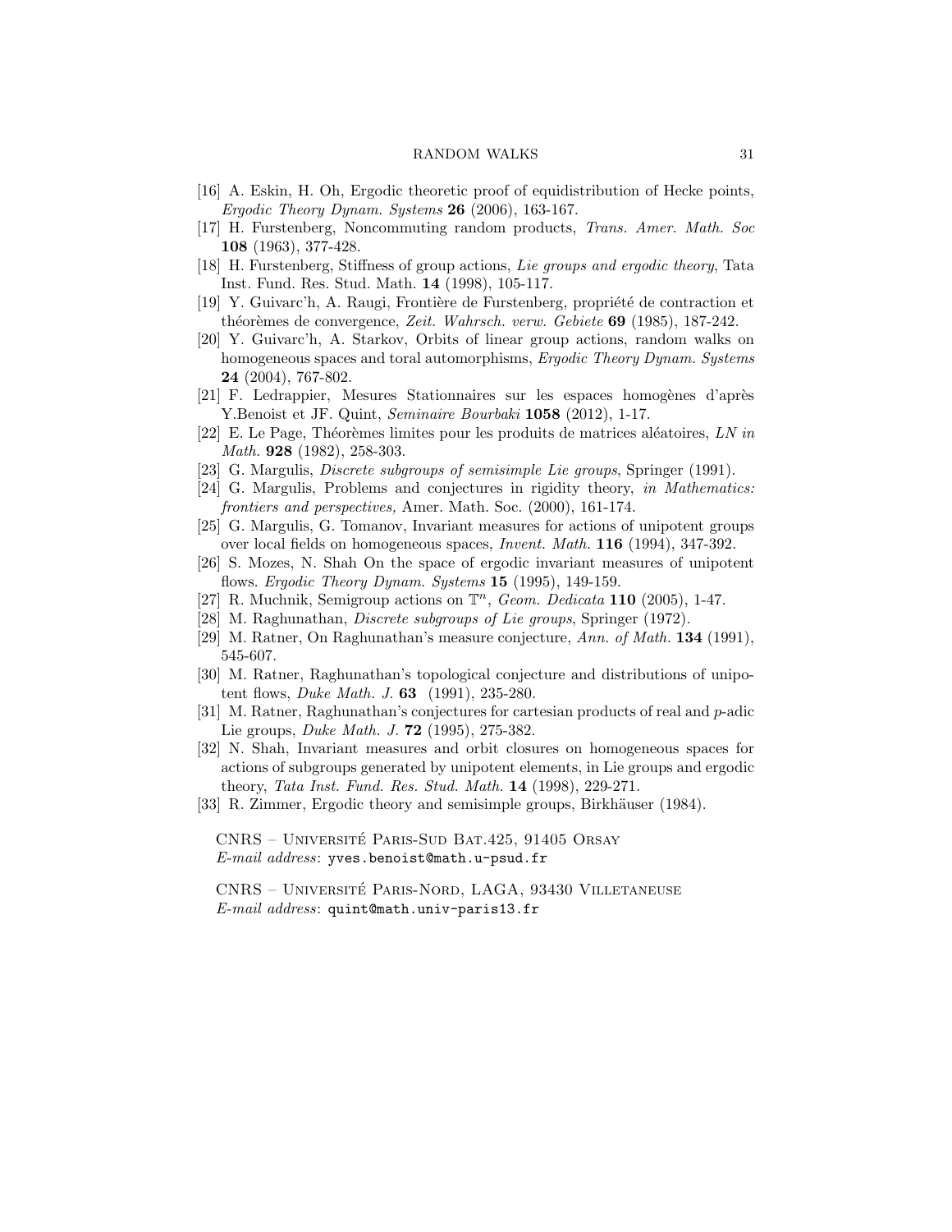[16] A. Eskin, H. Oh, Ergodic theoretic proof of equidistribution of Hecke points, *Ergodic Theory Dynam. Systems* **26** (2006), 163-167.

[17] H. Furstenberg, Noncommuting random products, *Trans. Amer. Math. Soc* **108** (1963), 377-428.

[18] H. Furstenberg, Stiffness of group actions, *Lie groups and ergodic theory*, Tata Inst. Fund. Res. Stud. Math. **14** (1998), 105-117.

[19] Y. Guivarc'h, A. Raugi, Frontière de Furstenberg, propriété de contraction et théorèmes de convergence, *Zeit. Wahrsch. verw. Gebiete* **69** (1985), 187-242.

[20] Y. Guivarc'h, A. Starkov, Orbits of linear group actions, random walks on homogeneous spaces and toral automorphisms, *Ergodic Theory Dynam. Systems* **24** (2004), 767-802.

[21] F. Ledrappier, Mesures Stationnaires sur les espaces homogènes d'après Y.Benoist et JF. Quint, *Seminaire Bourbaki* **1058** (2012), 1-17.

[22] E. Le Page, Théorèmes limites pour les produits de matrices aléatoires, *LN in Math.* **928** (1982), 258-303.

[23] G. Margulis, *Discrete subgroups of semisimple Lie groups*, Springer (1991).

[24] G. Margulis, Problems and conjectures in rigidity theory, *in Mathematics: frontiers and perspectives,* Amer. Math. Soc. (2000), 161-174.

[25] G. Margulis, G. Tomanov, Invariant measures for actions of unipotent groups over local fields on homogeneous spaces, *Invent. Math.* **116** (1994), 347-392.

[26] S. Mozes, N. Shah On the space of ergodic invariant measures of unipotent flows. *Ergodic Theory Dynam. Systems* **15** (1995), 149-159.

[27] R. Muchnik, Semigroup actions on $\mathbb{T}^n$, *Geom. Dedicata* **110** (2005), 1-47.

[28] M. Raghunathan, *Discrete subgroups of Lie groups*, Springer (1972).

[29] M. Ratner, On Raghunathan's measure conjecture, *Ann. of Math.* **134** (1991), 545-607.

[30] M. Ratner, Raghunathan's topological conjecture and distributions of unipotent flows, *Duke Math. J.* **63** (1991), 235-280.

[31] M. Ratner, Raghunathan's conjectures for cartesian products of real and $p$-adic Lie groups, *Duke Math. J.* **72** (1995), 275-382.

[32] N. Shah, Invariant measures and orbit closures on homogeneous spaces for actions of subgroups generated by unipotent elements, in Lie groups and ergodic theory, *Tata Inst. Fund. Res. Stud. Math.* **14** (1998), 229-271.

[33] R. Zimmer, Ergodic theory and semisimple groups, Birkhäuser (1984).

CNRS – Université Paris-Sud Bat.425, 91405 Orsay
*E-mail address*: yves.benoist@math.u-psud.fr

CNRS – Université Paris-Nord, LAGA, 93430 Villetaneuse
*E-mail address*: quint@math.univ-paris13.fr